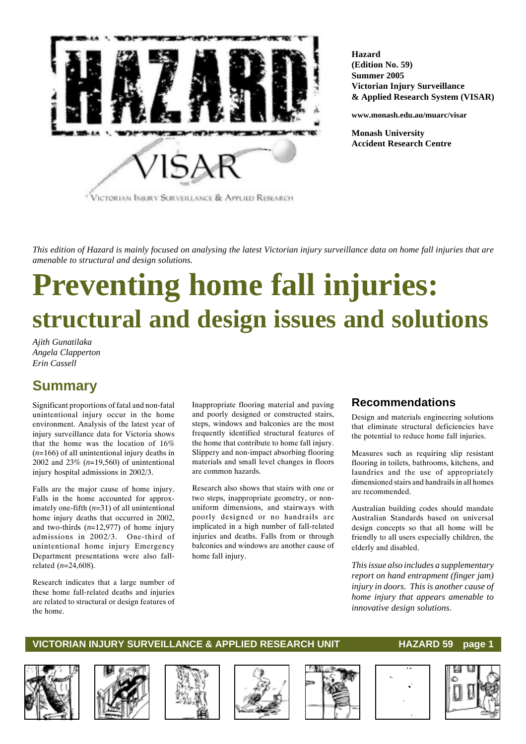**Hazard**
**(Edition No. 59)**
**Summer 2005**
**Victorian Injury Surveillance & Applied Research System (VISAR)**

**www.monash.edu.au/muarc/visar**

**Monash University**
**Accident Research Centre**

*This edition of Hazard is mainly focused on analysing the latest Victorian injury surveillance data on home fall injuries that are amenable to structural and design solutions.*

# Preventing home fall injuries: structural and design issues and solutions

*Ajith Gunatilaka*
*Angela Clapperton*
*Erin Cassell*

## Summary

Significant proportions of fatal and non-fatal unintentional injury occur in the home environment. Analysis of the latest year of injury surveillance data for Victoria shows that the home was the location of 16% (*n*=166) of all unintentional injury deaths in 2002 and 23% (*n*=19,560) of unintentional injury hospital admissions in 2002/3.

Falls are the major cause of home injury. Falls in the home accounted for approximately one-fifth (*n*=31) of all unintentional home injury deaths that occurred in 2002, and two-thirds (*n*=12,977) of home injury admissions in 2002/3. One-third of unintentional home injury Emergency Department presentations were also fall-related (*n*=24,608).

Research indicates that a large number of these home fall-related deaths and injuries are related to structural or design features of the home.

Inappropriate flooring material and paving and poorly designed or constructed stairs, steps, windows and balconies are the most frequently identified structural features of the home that contribute to home fall injury. Slippery and non-impact absorbing flooring materials and small level changes in floors are common hazards.

Research also shows that stairs with one or two steps, inappropriate geometry, or non-uniform dimensions, and stairways with poorly designed or no handrails are implicated in a high number of fall-related injuries and deaths. Falls from or through balconies and windows are another cause of home fall injury.

## Recommendations

Design and materials engineering solutions that eliminate structural deficiencies have the potential to reduce home fall injuries.

Measures such as requiring slip resistant flooring in toilets, bathrooms, kitchens, and laundries and the use of appropriately dimensioned stairs and handrails in all homes are recommended.

Australian building codes should mandate Australian Standards based on universal design concepts so that all home will be friendly to all users especially children, the elderly and disabled.

*This issue also includes a supplementary report on hand entrapment (finger jam) injury in doors. This is another cause of home injury that appears amenable to innovative design solutions.*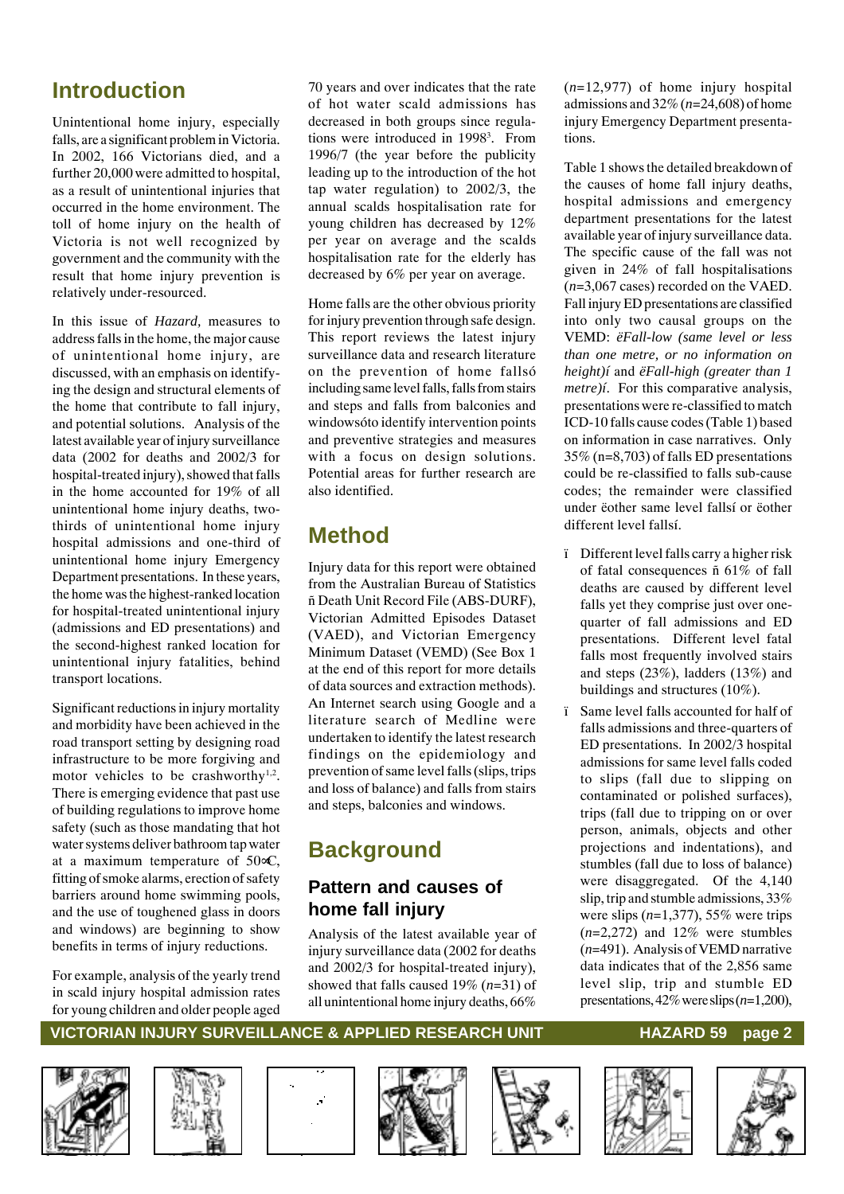## Introduction

Unintentional home injury, especially falls, are a significant problem in Victoria. In 2002, 166 Victorians died, and a further 20,000 were admitted to hospital, as a result of unintentional injuries that occurred in the home environment. The toll of home injury on the health of Victoria is not well recognized by government and the community with the result that home injury prevention is relatively under-resourced.

In this issue of *Hazard,* measures to address falls in the home, the major cause of unintentional home injury, are discussed, with an emphasis on identifying the design and structural elements of the home that contribute to fall injury, and potential solutions. Analysis of the latest available year of injury surveillance data (2002 for deaths and 2002/3 for hospital-treated injury), showed that falls in the home accounted for 19% of all unintentional home injury deaths, two-thirds of unintentional home injury hospital admissions and one-third of unintentional home injury Emergency Department presentations. In these years, the home was the highest-ranked location for hospital-treated unintentional injury (admissions and ED presentations) and the second-highest ranked location for unintentional injury fatalities, behind transport locations.

Significant reductions in injury mortality and morbidity have been achieved in the road transport setting by designing road infrastructure to be more forgiving and motor vehicles to be crashworthy[1,2]. There is emerging evidence that past use of building regulations to improve home safety (such as those mandating that hot water systems deliver bathroom tap water at a maximum temperature of 50∞C, fitting of smoke alarms, erection of safety barriers around home swimming pools, and the use of toughened glass in doors and windows) are beginning to show benefits in terms of injury reductions.

For example, analysis of the yearly trend in scald injury hospital admission rates for young children and older people aged 70 years and over indicates that the rate of hot water scald admissions has decreased in both groups since regulations were introduced in 1998[3]. From 1996/7 (the year before the publicity leading up to the introduction of the hot tap water regulation) to 2002/3, the annual scalds hospitalisation rate for young children has decreased by 12% per year on average and the scalds hospitalisation rate for the elderly has decreased by 6% per year on average.

Home falls are the other obvious priority for injury prevention through safe design. This report reviews the latest injury surveillance data and research literature on the prevention of home fallsó including same level falls, falls from stairs and steps and falls from balconies and windowsóto identify intervention points and preventive strategies and measures with a focus on design solutions. Potential areas for further research are also identified.

## Method

Injury data for this report were obtained from the Australian Bureau of Statistics ñ Death Unit Record File (ABS-DURF), Victorian Admitted Episodes Dataset (VAED), and Victorian Emergency Minimum Dataset (VEMD) (See Box 1 at the end of this report for more details of data sources and extraction methods). An Internet search using Google and a literature search of Medline were undertaken to identify the latest research findings on the epidemiology and prevention of same level falls (slips, trips and loss of balance) and falls from stairs and steps, balconies and windows.

## Background

### Pattern and causes of home fall injury

Analysis of the latest available year of injury surveillance data (2002 for deaths and 2002/3 for hospital-treated injury), showed that falls caused 19% (*n*=31) of all unintentional home injury deaths, 66% (*n*=12,977) of home injury hospital admissions and 32% (*n*=24,608) of home injury Emergency Department presentations.

Table 1 shows the detailed breakdown of the causes of home fall injury deaths, hospital admissions and emergency department presentations for the latest available year of injury surveillance data. The specific cause of the fall was not given in 24% of fall hospitalisations (*n*=3,067 cases) recorded on the VAED. Fall injury ED presentations are classified into only two causal groups on the VEMD: *ëFall-low (same level or less than one metre, or no information on height)í* and *ëFall-high (greater than 1 metre)í*. For this comparative analysis, presentations were re-classified to match ICD-10 falls cause codes (Table 1) based on information in case narratives. Only 35% (n=8,703) of falls ED presentations could be re-classified to falls sub-cause codes; the remainder were classified under ëother same level fallsí or ëother different level fallsí.

- Different level falls carry a higher risk of fatal consequences ñ 61% of fall deaths are caused by different level falls yet they comprise just over one-quarter of fall admissions and ED presentations. Different level fatal falls most frequently involved stairs and steps (23%), ladders (13%) and buildings and structures (10%).
- Same level falls accounted for half of falls admissions and three-quarters of ED presentations. In 2002/3 hospital admissions for same level falls coded to slips (fall due to slipping on contaminated or polished surfaces), trips (fall due to tripping on or over person, animals, objects and other projections and indentations), and stumbles (fall due to loss of balance) were disaggregated. Of the 4,140 slip, trip and stumble admissions, 33% were slips (*n*=1,377), 55% were trips (*n*=2,272) and 12% were stumbles (*n*=491). Analysis of VEMD narrative data indicates that of the 2,856 same level slip, trip and stumble ED presentations, 42% were slips (*n*=1,200),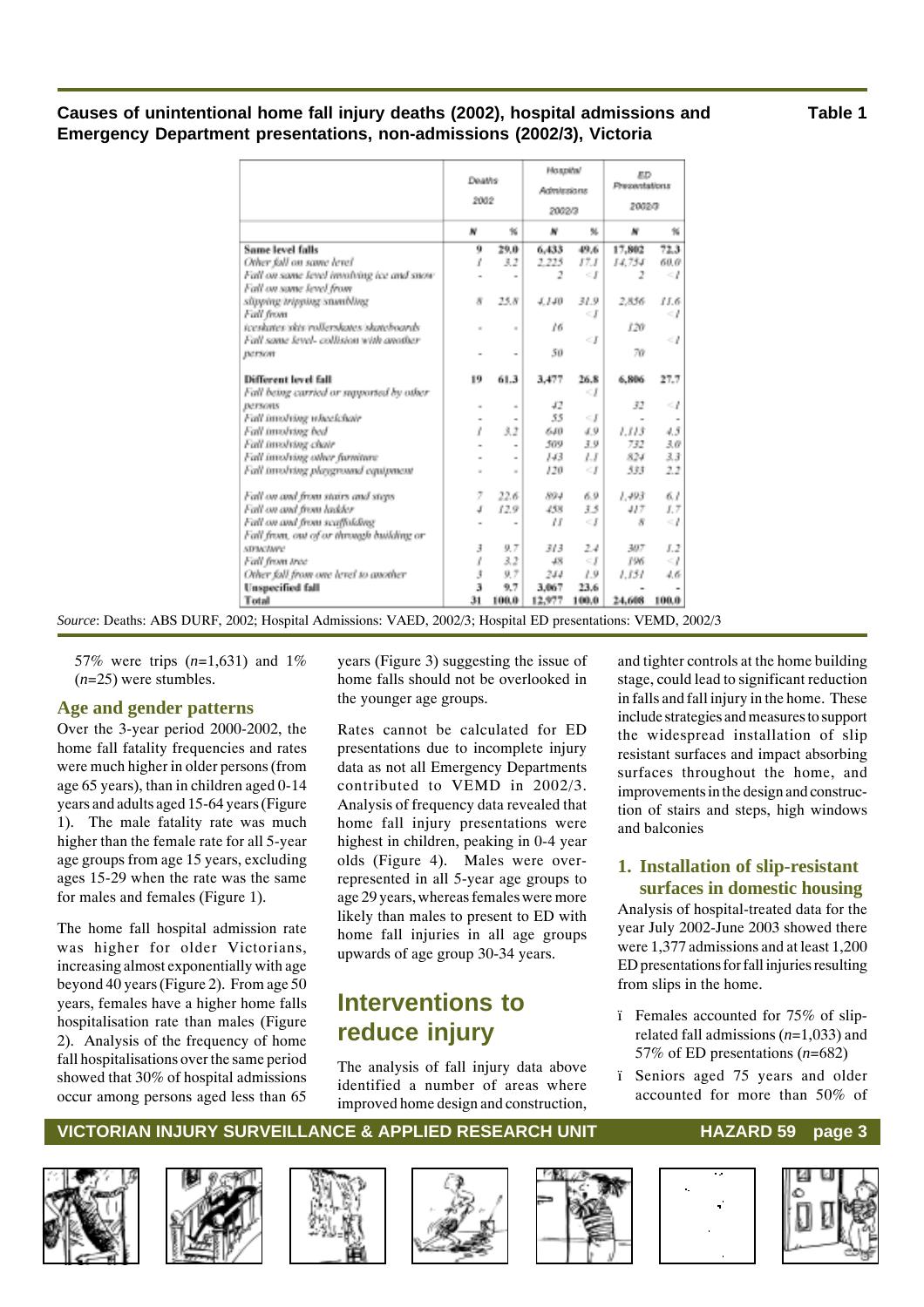**Causes of unintentional home fall injury deaths (2002), hospital admissions and Emergency Department presentations, non-admissions (2002/3), Victoria**

**Table 1**

| | Deaths 2002 | | Hospital Admissions 2002/3 | | ED Presentations 2002/3 | |
|---|---|---|---|---|---|---|
| | N | % | N | % | N | % |
| **Same level falls** | **9** | **29.0** | **6,433** | **49.6** | **17,802** | **72.3** |
| *Other fall on same level* | *1* | *3.2* | *2,225* | *17.1* | *14,754* | *60.0* |
| *Fall on same level involving ice and snow* | - | - | *2* | *<1* | *2* | *<1* |
| *Fall on same level from slipping tripping stumbling* | *8* | *25.8* | *4,140* | *31.9* | *2,856* | *11.6* |
| *Fall from iceskates/skis/rollerskates/skateboards* | - | - | *16* | *<1* | *120* | *<1* |
| *Fall same level- collision with another person* | - | - | *50* | *<1* | *70* | *<1* |
| **Different level fall** | **19** | **61.3** | **3,477** | **26.8** | **6,806** | **27.7** |
| *Fall being carried or supported by other persons* | - | - | *42* | *<1* | *32* | *<1* |
| *Fall involving wheelchair* | - | - | *55* | *<1* | - | - |
| *Fall involving bed* | *1* | *3.2* | *640* | *4.9* | *1,113* | *4.5* |
| *Fall involving chair* | - | - | *509* | *3.9* | *732* | *3.0* |
| *Fall involving other furniture* | - | - | *143* | *1.1* | *824* | *3.3* |
| *Fall involving playground equipment* | - | - | *120* | *<1* | *533* | *2.2* |
| *Fall on and from stairs and steps* | *7* | *22.6* | *894* | *6.9* | *1,493* | *6.1* |
| *Fall on and from ladder* | *4* | *12.9* | *458* | *3.5* | *417* | *1.7* |
| *Fall on and from scaffolding* | - | - | *11* | *<1* | *8* | *<1* |
| *Fall from, out of or through building or structure* | *3* | *9.7* | *313* | *2.4* | *307* | *1.2* |
| *Fall from tree* | *1* | *3.2* | *48* | *<1* | *196* | *<1* |
| *Other fall from one level to another* | *3* | *9.7* | *244* | *1.9* | *1,151* | *4.6* |
| **Unspecified fall** | **3** | **9.7** | **3,067** | **23.6** | - | - |
| **Total** | **31** | **100.0** | **12,977** | **100.0** | **24,608** | **100.0** |

*Source*: Deaths: ABS DURF, 2002; Hospital Admissions: VAED, 2002/3; Hospital ED presentations: VEMD, 2002/3

57% were trips (*n*=1,631) and 1% (*n*=25) were stumbles.

### Age and gender patterns

Over the 3-year period 2000-2002, the home fall fatality frequencies and rates were much higher in older persons (from age 65 years), than in children aged 0-14 years and adults aged 15-64 years (Figure 1). The male fatality rate was much higher than the female rate for all 5-year age groups from age 15 years, excluding ages 15-29 when the rate was the same for males and females (Figure 1).

The home fall hospital admission rate was higher for older Victorians, increasing almost exponentially with age beyond 40 years (Figure 2). From age 50 years, females have a higher home falls hospitalisation rate than males (Figure 2). Analysis of the frequency of home fall hospitalisations over the same period showed that 30% of hospital admissions occur among persons aged less than 65 years (Figure 3) suggesting the issue of home falls should not be overlooked in the younger age groups.

Rates cannot be calculated for ED presentations due to incomplete injury data as not all Emergency Departments contributed to VEMD in 2002/3. Analysis of frequency data revealed that home fall injury presentations were highest in children, peaking in 0-4 year olds (Figure 4). Males were over-represented in all 5-year age groups to age 29 years, whereas females were more likely than males to present to ED with home fall injuries in all age groups upwards of age group 30-34 years.

## Interventions to reduce injury

The analysis of fall injury data above identified a number of areas where improved home design and construction, and tighter controls at the home building stage, could lead to significant reduction in falls and fall injury in the home. These include strategies and measures to support the widespread installation of slip resistant surfaces and impact absorbing surfaces throughout the home, and improvements in the design and construction of stairs and steps, high windows and balconies

### 1. Installation of slip-resistant surfaces in domestic housing

Analysis of hospital-treated data for the year July 2002-June 2003 showed there were 1,377 admissions and at least 1,200 ED presentations for fall injuries resulting from slips in the home.

- Females accounted for 75% of slip-related fall admissions (*n*=1,033) and 57% of ED presentations (*n*=682)
- Seniors aged 75 years and older accounted for more than 50% of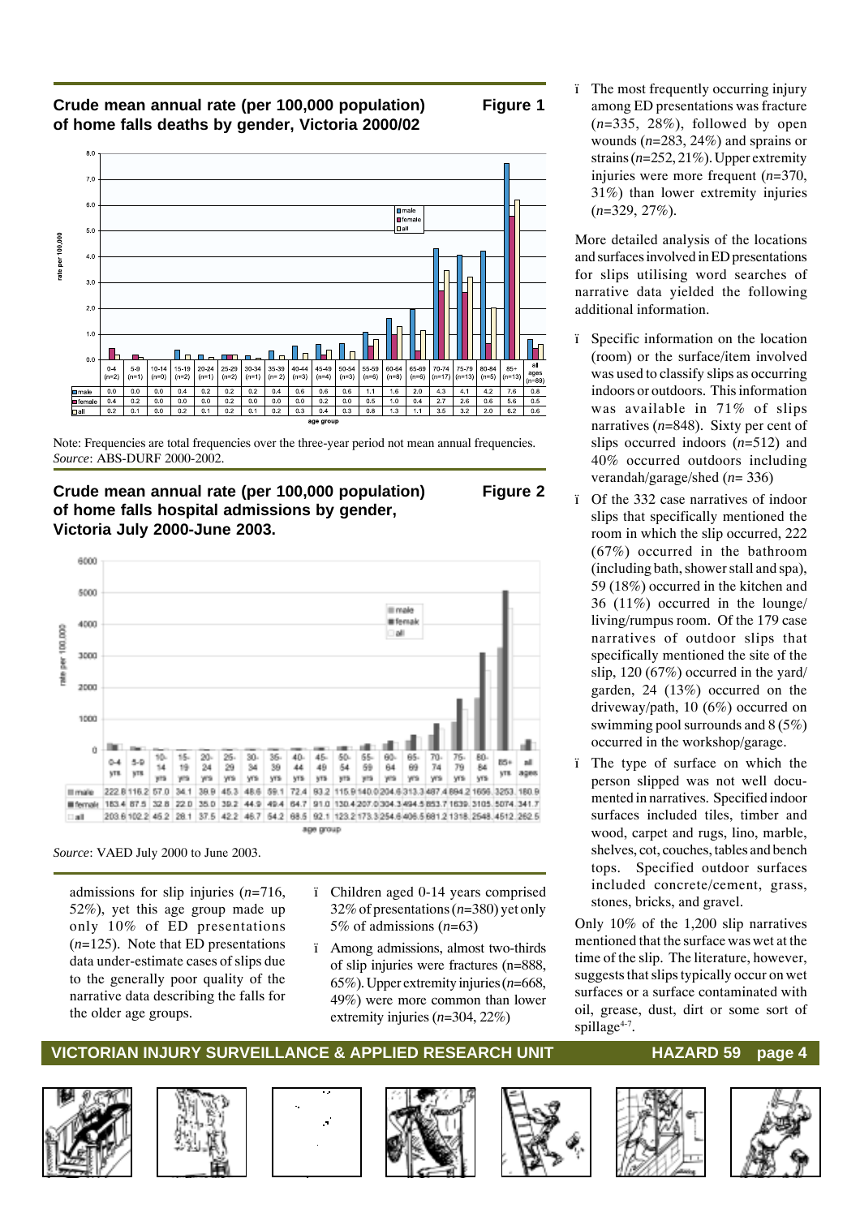**Crude mean annual rate (per 100,000 population) of home falls deaths by gender, Victoria 2000/02** **Figure 1**

| age group | 0-4 (n=2) | 5-9 (n=1) | 10-14 (n=0) | 15-19 (n=2) | 20-24 (n=1) | 25-29 (n=2) | 30-34 (n=1) | 35-39 (n=2) | 40-44 (n=3) | 45-49 (n=4) | 50-54 (n=3) | 55-59 (n=6) | 60-64 (n=8) | 65-69 (n=6) | 70-74 (n=17) | 75-79 (n=13) | 80-84 (n=5) | 85+ (n=13) | all ages (n=89) |
|---|---|---|---|---|---|---|---|---|---|---|---|---|---|---|---|---|---|---|---|
| male | 0.0 | 0.0 | 0.0 | 0.4 | 0.2 | 0.2 | 0.2 | 0.4 | 0.6 | 0.6 | 0.6 | 1.1 | 1.6 | 2.0 | 4.3 | 4.1 | 4.2 | 7.6 | 0.8 |
| female | 0.4 | 0.2 | 0.0 | 0.0 | 0.0 | 0.2 | 0.0 | 0.0 | 0.0 | 0.2 | 0.0 | 0.5 | 1.0 | 0.4 | 2.7 | 2.6 | 0.6 | 5.6 | 0.5 |
| all | 0.2 | 0.1 | 0.0 | 0.2 | 0.1 | 0.2 | 0.1 | 0.2 | 0.3 | 0.4 | 0.3 | 0.8 | 1.3 | 1.1 | 3.5 | 3.2 | 2.0 | 6.2 | 0.6 |

Note: Frequencies are total frequencies over the three-year period not mean annual frequencies.
*Source*: ABS-DURF 2000-2002.

**Crude mean annual rate (per 100,000 population) of home falls hospital admissions by gender, Victoria July 2000-June 2003.** **Figure 2**

| age group | 0-4 yrs | 5-9 yrs | 10-14 yrs | 15-19 yrs | 20-24 yrs | 25-29 yrs | 30-34 yrs | 35-39 yrs | 40-44 yrs | 45-49 yrs | 50-54 yrs | 55-59 yrs | 60-64 yrs | 65-69 yrs | 70-74 yrs | 75-79 yrs | 80-84 yrs | 85+ yrs | all ages |
|---|---|---|---|---|---|---|---|---|---|---|---|---|---|---|---|---|---|---|---|
| male | 222.8 | 116.2 | 57.0 | 34.1 | 38.9 | 45.3 | 48.6 | 59.1 | 72.4 | 93.2 | 115.9 | 140.0 | 204.6 | 313.3 | 487.4 | 884.2 | 1656. | 3253. | 180.9 |
| female | 183.4 | 87.5 | 32.8 | 22.0 | 35.0 | 39.2 | 44.9 | 49.4 | 64.7 | 91.0 | 130.4 | 207.0 | 304.3 | 494.5 | 853.7 | 1639. | 3105. | 5074. | 341.7 |
| all | 203.6 | 102.2 | 45.2 | 28.1 | 37.5 | 42.2 | 46.7 | 54.2 | 68.5 | 92.1 | 123.2 | 173.3 | 254.6 | 406.5 | 681.2 | 1318. | 2548. | 4512. | 262.5 |

*Source*: VAED July 2000 to June 2003.

admissions for slip injuries (*n*=716, 52%), yet this age group made up only 10% of ED presentations (*n*=125). Note that ED presentations data under-estimate cases of slips due to the generally poor quality of the narrative data describing the falls for the older age groups.

- Children aged 0-14 years comprised 32% of presentations (*n*=380) yet only 5% of admissions (*n*=63)
- Among admissions, almost two-thirds of slip injuries were fractures (n=888, 65%). Upper extremity injuries (*n*=668, 49%) were more common than lower extremity injuries (*n*=304, 22%)
- The most frequently occurring injury among ED presentations was fracture (*n*=335, 28%), followed by open wounds (*n*=283, 24%) and sprains or strains (*n*=252, 21%). Upper extremity injuries were more frequent (*n*=370, 31%) than lower extremity injuries (*n*=329, 27%).

More detailed analysis of the locations and surfaces involved in ED presentations for slips utilising word searches of narrative data yielded the following additional information.

- Specific information on the location (room) or the surface/item involved was used to classify slips as occurring indoors or outdoors. This information was available in 71% of slips narratives (*n*=848). Sixty per cent of slips occurred indoors (*n*=512) and 40% occurred outdoors including verandah/garage/shed (*n*= 336)
- Of the 332 case narratives of indoor slips that specifically mentioned the room in which the slip occurred, 222 (67%) occurred in the bathroom (including bath, shower stall and spa), 59 (18%) occurred in the kitchen and 36 (11%) occurred in the lounge/living/rumpus room. Of the 179 case narratives of outdoor slips that specifically mentioned the site of the slip, 120 (67%) occurred in the yard/garden, 24 (13%) occurred on the driveway/path, 10 (6%) occurred on swimming pool surrounds and 8 (5%) occurred in the workshop/garage.
- The type of surface on which the person slipped was not well documented in narratives. Specified indoor surfaces included tiles, timber and wood, carpet and rugs, lino, marble, shelves, cot, couches, tables and bench tops. Specified outdoor surfaces included concrete/cement, grass, stones, bricks, and gravel.

Only 10% of the 1,200 slip narratives mentioned that the surface was wet at the time of the slip. The literature, however, suggests that slips typically occur on wet surfaces or a surface contaminated with oil, grease, dust, dirt or some sort of spillage[4-7].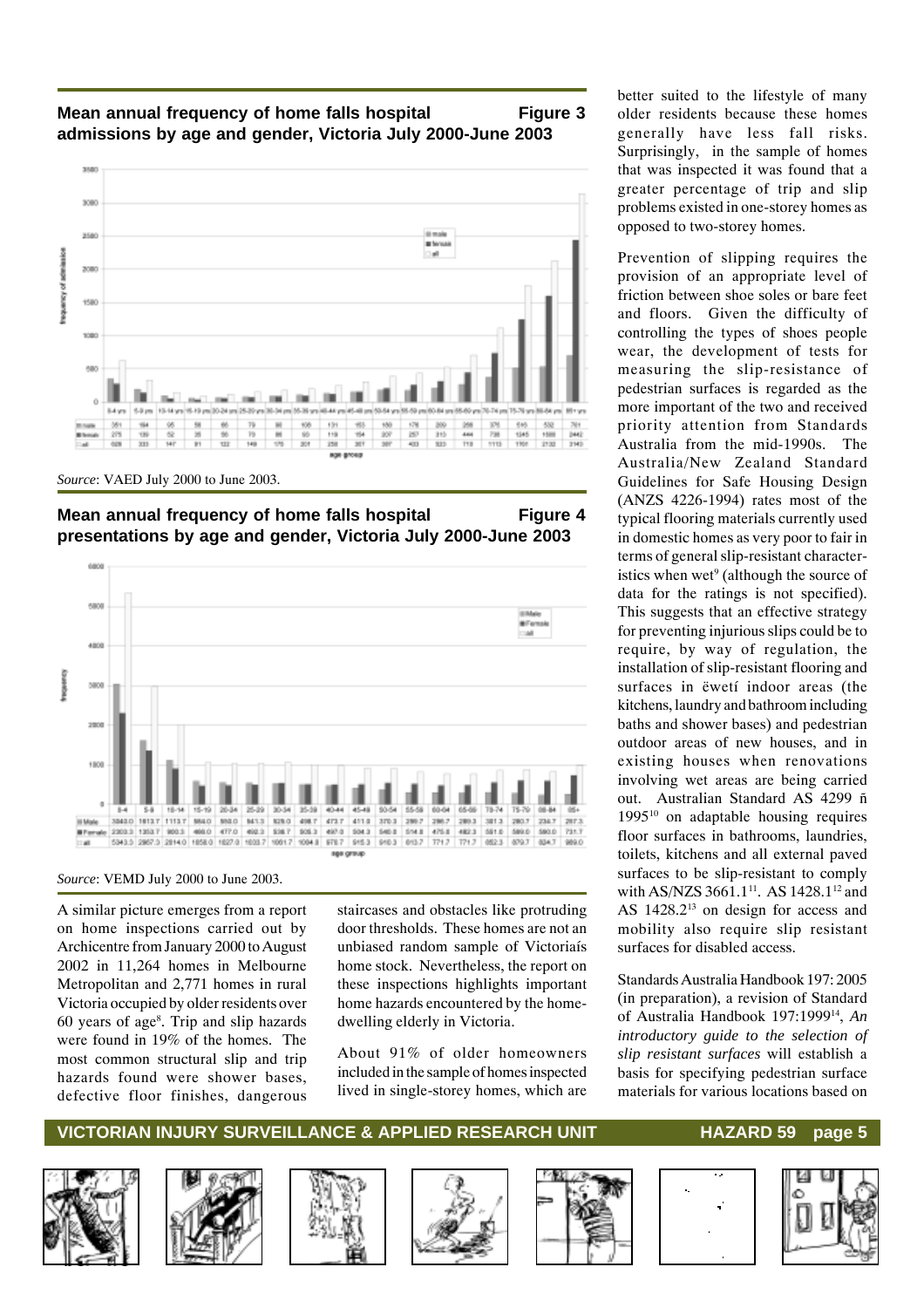**Mean annual frequency of home falls hospital admissions by age and gender, Victoria July 2000-June 2003** **Figure 3**

| | 0-4 yrs | 5-9 yrs | 10-14 yrs | 15-19 yrs | 20-24 yrs | 25-29 yrs | 30-34 yrs | 35-39 yrs | 40-44 yrs | 45-49 yrs | 50-54 yrs | 55-59 yrs | 60-64 yrs | 65-69 yrs | 70-74 yrs | 75-79 yrs | 80-84 yrs | 85+ yrs |
|---|---|---|---|---|---|---|---|---|---|---|---|---|---|---|---|---|---|---|
| male | 351 | 194 | 95 | 58 | 66 | 79 | 90 | 105 | 131 | 163 | 180 | 176 | 209 | 268 | 375 | 516 | 532 | 701 |
| female | 275 | 139 | 52 | 35 | 56 | 70 | 86 | 93 | 119 | 154 | 207 | 257 | 313 | 444 | 738 | 1245 | 1600 | 2442 |
| all | 626 | 333 | 147 | 91 | 122 | 149 | 176 | 201 | 250 | 317 | 387 | 433 | 523 | 718 | 1113 | 1761 | 2132 | 3143 |

*Source*: VAED July 2000 to June 2003.

**Mean annual frequency of home falls hospital presentations by age and gender, Victoria July 2000-June 2003** **Figure 4**

| | 0-4 | 5-9 | 10-14 | 15-19 | 20-24 | 25-29 | 30-34 | 35-39 | 40-44 | 45-49 | 50-54 | 55-59 | 60-64 | 65-69 | 70-74 | 75-79 | 80-84 | 85+ |
|---|---|---|---|---|---|---|---|---|---|---|---|---|---|---|---|---|---|---|
| Male | 3040.0 | 1613.7 | 1113.7 | 584.0 | 550.0 | 541.3 | 529.0 | 498.7 | 473.7 | 411.0 | 370.3 | 299.7 | 296.7 | 289.3 | 301.3 | 280.7 | 234.7 | 257.3 |
| Female | 2303.3 | 1353.7 | 900.3 | 466.0 | 477.0 | 492.3 | 538.7 | 505.3 | 497.0 | 504.3 | 540.3 | 514.0 | 475.0 | 482.3 | 551.0 | 589.0 | 590.0 | 731.7 |
| all | 5343.3 | 2967.3 | 2014.0 | 1050.0 | 1027.0 | 1033.7 | 1061.7 | 1004.0 | 970.7 | 915.3 | 910.3 | 813.7 | 771.7 | 771.7 | 852.3 | 879.7 | 824.7 | 989.0 |

*Source*: VEMD July 2000 to June 2003.

A similar picture emerges from a report on home inspections carried out by Archicentre from January 2000 to August 2002 in 11,264 homes in Melbourne Metropolitan and 2,771 homes in rural Victoria occupied by older residents over 60 years of age[8]. Trip and slip hazards were found in 19% of the homes. The most common structural slip and trip hazards found were shower bases, defective floor finishes, dangerous staircases and obstacles like protruding door thresholds. These homes are not an unbiased random sample of Victoriaís home stock. Nevertheless, the report on these inspections highlights important home hazards encountered by the home-dwelling elderly in Victoria.

About 91% of older homeowners included in the sample of homes inspected lived in single-storey homes, which are better suited to the lifestyle of many older residents because these homes generally have less fall risks. Surprisingly, in the sample of homes that was inspected it was found that a greater percentage of trip and slip problems existed in one-storey homes as opposed to two-storey homes.

Prevention of slipping requires the provision of an appropriate level of friction between shoe soles or bare feet and floors. Given the difficulty of controlling the types of shoes people wear, the development of tests for measuring the slip-resistance of pedestrian surfaces is regarded as the more important of the two and received priority attention from Standards Australia from the mid-1990s. The Australia/New Zealand Standard Guidelines for Safe Housing Design (ANZS 4226-1994) rates most of the typical flooring materials currently used in domestic homes as very poor to fair in terms of general slip-resistant characteristics when wet[9] (although the source of data for the ratings is not specified). This suggests that an effective strategy for preventing injurious slips could be to require, by way of regulation, the installation of slip-resistant flooring and surfaces in ëwetí indoor areas (the kitchens, laundry and bathroom including baths and shower bases) and pedestrian outdoor areas of new houses, and in existing houses when renovations involving wet areas are being carried out. Australian Standard AS 4299 ñ 1995[10] on adaptable housing requires floor surfaces in bathrooms, laundries, toilets, kitchens and all external paved surfaces to be slip-resistant to comply with AS/NZS 3661.1[11]. AS 1428.1[12] and AS 1428.2[13] on design for access and mobility also require slip resistant surfaces for disabled access.

Standards Australia Handbook 197: 2005 (in preparation), a revision of Standard of Australia Handbook 197:1999[14], *An introductory guide to the selection of slip resistant surfaces* will establish a basis for specifying pedestrian surface materials for various locations based on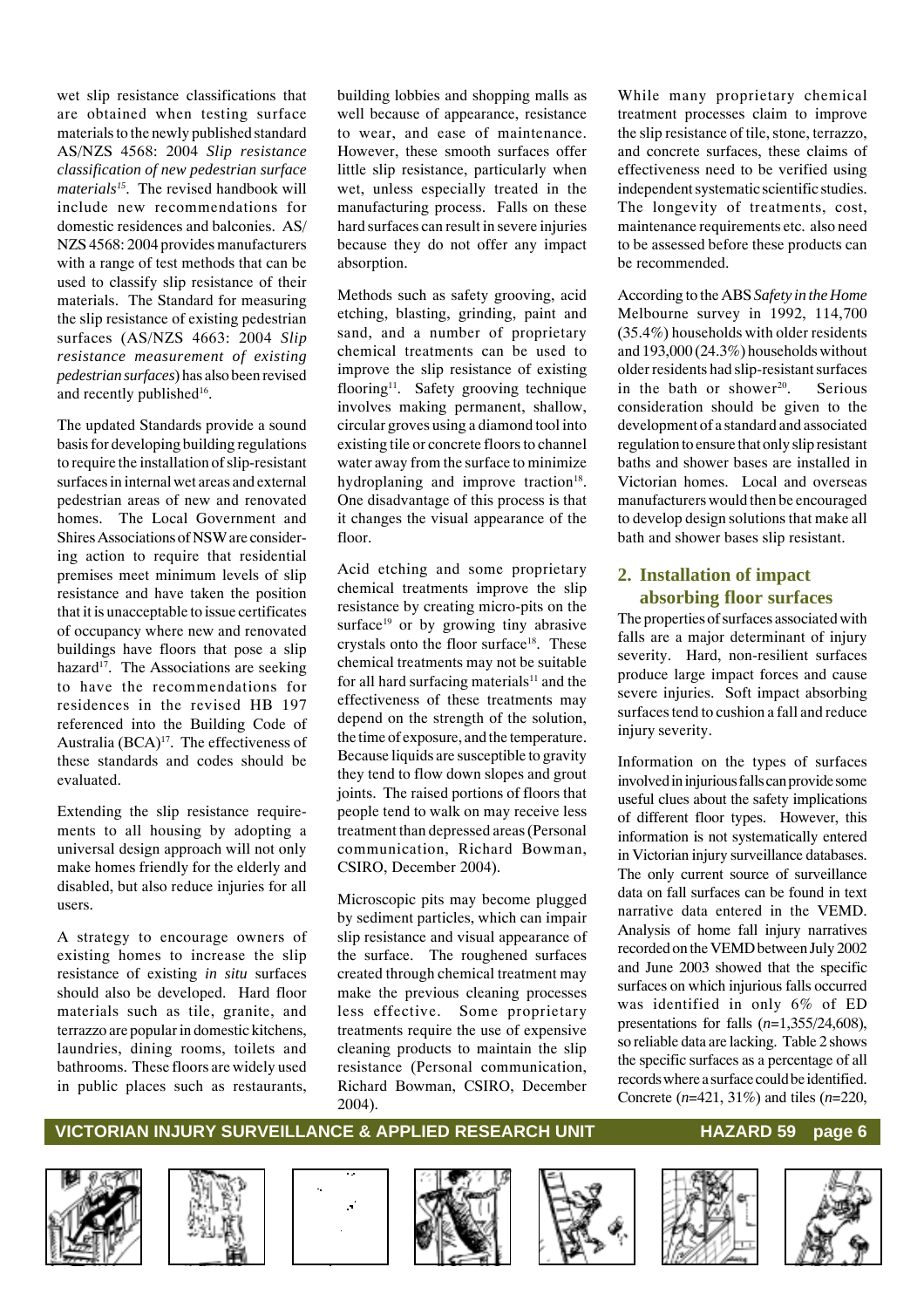wet slip resistance classifications that are obtained when testing surface materials to the newly published standard AS/NZS 4568: 2004 *Slip resistance classification of new pedestrian surface materials*[15]. The revised handbook will include new recommendations for domestic residences and balconies. AS/NZS 4568: 2004 provides manufacturers with a range of test methods that can be used to classify slip resistance of their materials. The Standard for measuring the slip resistance of existing pedestrian surfaces (AS/NZS 4663: 2004 *Slip resistance measurement of existing pedestrian surfaces*) has also been revised and recently published[16].

The updated Standards provide a sound basis for developing building regulations to require the installation of slip-resistant surfaces in internal wet areas and external pedestrian areas of new and renovated homes. The Local Government and Shires Associations of NSW are considering action to require that residential premises meet minimum levels of slip resistance and have taken the position that it is unacceptable to issue certificates of occupancy where new and renovated buildings have floors that pose a slip hazard[17]. The Associations are seeking to have the recommendations for residences in the revised HB 197 referenced into the Building Code of Australia (BCA)[17]. The effectiveness of these standards and codes should be evaluated.

Extending the slip resistance requirements to all housing by adopting a universal design approach will not only make homes friendly for the elderly and disabled, but also reduce injuries for all users.

A strategy to encourage owners of existing homes to increase the slip resistance of existing *in situ* surfaces should also be developed. Hard floor materials such as tile, granite, and terrazzo are popular in domestic kitchens, laundries, dining rooms, toilets and bathrooms. These floors are widely used in public places such as restaurants, building lobbies and shopping malls as well because of appearance, resistance to wear, and ease of maintenance. However, these smooth surfaces offer little slip resistance, particularly when wet, unless especially treated in the manufacturing process. Falls on these hard surfaces can result in severe injuries because they do not offer any impact absorption.

Methods such as safety grooving, acid etching, blasting, grinding, paint and sand, and a number of proprietary chemical treatments can be used to improve the slip resistance of existing flooring[11]. Safety grooving technique involves making permanent, shallow, circular groves using a diamond tool into existing tile or concrete floors to channel water away from the surface to minimize hydroplaning and improve traction[18]. One disadvantage of this process is that it changes the visual appearance of the floor.

Acid etching and some proprietary chemical treatments improve the slip resistance by creating micro-pits on the surface[19] or by growing tiny abrasive crystals onto the floor surface[18]. These chemical treatments may not be suitable for all hard surfacing materials[11] and the effectiveness of these treatments may depend on the strength of the solution, the time of exposure, and the temperature. Because liquids are susceptible to gravity they tend to flow down slopes and grout joints. The raised portions of floors that people tend to walk on may receive less treatment than depressed areas (Personal communication, Richard Bowman, CSIRO, December 2004).

Microscopic pits may become plugged by sediment particles, which can impair slip resistance and visual appearance of the surface. The roughened surfaces created through chemical treatment may make the previous cleaning processes less effective. Some proprietary treatments require the use of expensive cleaning products to maintain the slip resistance (Personal communication, Richard Bowman, CSIRO, December 2004).

While many proprietary chemical treatment processes claim to improve the slip resistance of tile, stone, terrazzo, and concrete surfaces, these claims of effectiveness need to be verified using independent systematic scientific studies. The longevity of treatments, cost, maintenance requirements etc. also need to be assessed before these products can be recommended.

According to the ABS *Safety in the Home* Melbourne survey in 1992, 114,700 (35.4%) households with older residents and 193,000 (24.3%) households without older residents had slip-resistant surfaces in the bath or shower[20]. Serious consideration should be given to the development of a standard and associated regulation to ensure that only slip resistant baths and shower bases are installed in Victorian homes. Local and overseas manufacturers would then be encouraged to develop design solutions that make all bath and shower bases slip resistant.

## 2. Installation of impact absorbing floor surfaces

The properties of surfaces associated with falls are a major determinant of injury severity. Hard, non-resilient surfaces produce large impact forces and cause severe injuries. Soft impact absorbing surfaces tend to cushion a fall and reduce injury severity.

Information on the types of surfaces involved in injurious falls can provide some useful clues about the safety implications of different floor types. However, this information is not systematically entered in Victorian injury surveillance databases. The only current source of surveillance data on fall surfaces can be found in text narrative data entered in the VEMD. Analysis of home fall injury narratives recorded on the VEMD between July 2002 and June 2003 showed that the specific surfaces on which injurious falls occurred was identified in only 6% of ED presentations for falls (*n*=1,355/24,608), so reliable data are lacking. Table 2 shows the specific surfaces as a percentage of all records where a surface could be identified. Concrete (*n*=421, 31%) and tiles (*n*=220,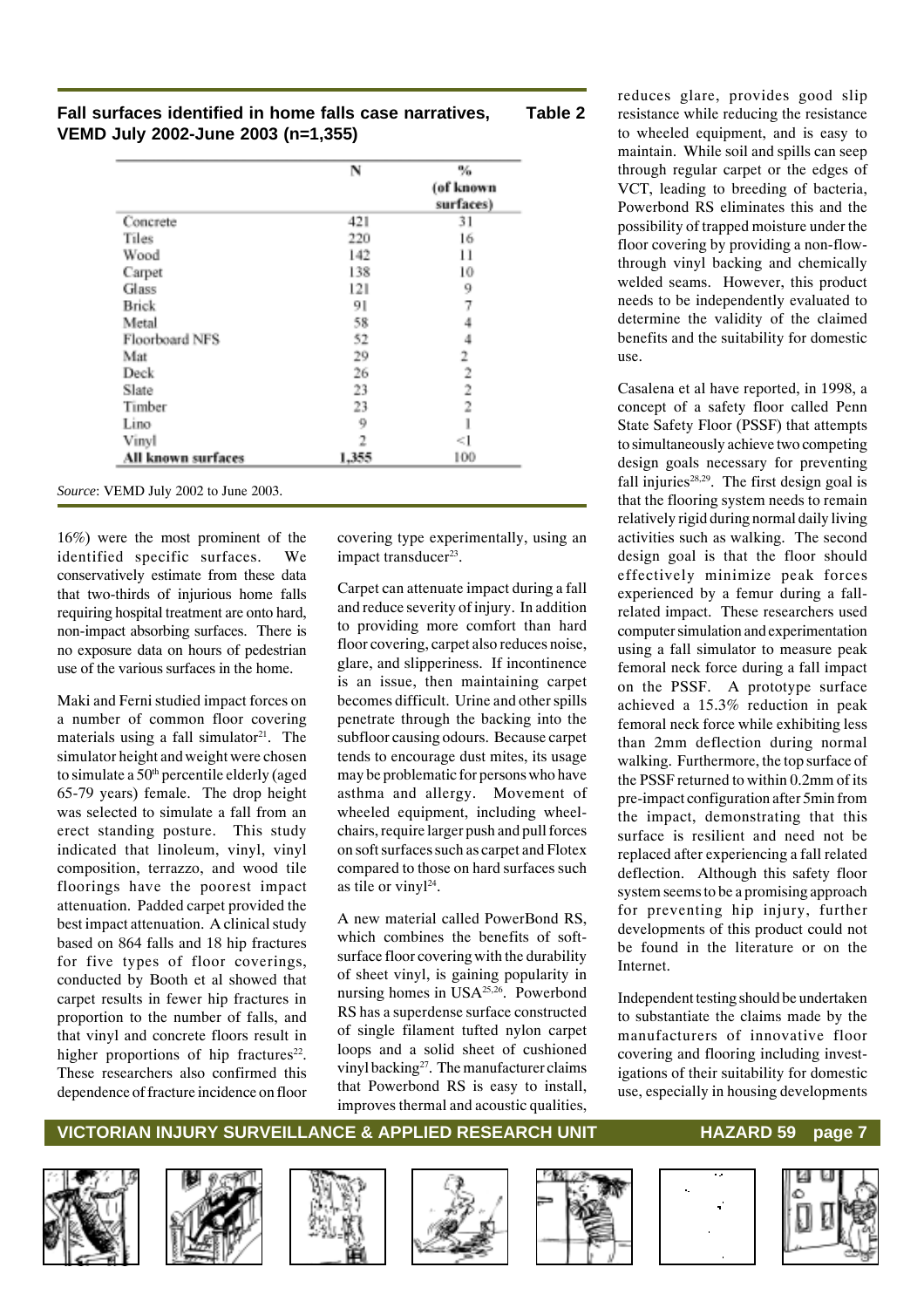**Fall surfaces identified in home falls case narratives, VEMD July 2002-June 2003 (n=1,355)** **Table 2**

| | N | % (of known surfaces) |
|---|---|---|
| Concrete | 421 | 31 |
| Tiles | 220 | 16 |
| Wood | 142 | 11 |
| Carpet | 138 | 10 |
| Glass | 121 | 9 |
| Brick | 91 | 7 |
| Metal | 58 | 4 |
| Floorboard NFS | 52 | 4 |
| Mat | 29 | 2 |
| Deck | 26 | 2 |
| Slate | 23 | 2 |
| Timber | 23 | 2 |
| Lino | 9 | 1 |
| Vinyl | 2 | <1 |
| **All known surfaces** | **1,355** | 100 |

*Source*: VEMD July 2002 to June 2003.

16%) were the most prominent of the identified specific surfaces. We conservatively estimate from these data that two-thirds of injurious home falls requiring hospital treatment are onto hard, non-impact absorbing surfaces. There is no exposure data on hours of pedestrian use of the various surfaces in the home.

Maki and Ferni studied impact forces on a number of common floor covering materials using a fall simulator[21]. The simulator height and weight were chosen to simulate a 50th percentile elderly (aged 65-79 years) female. The drop height was selected to simulate a fall from an erect standing posture. This study indicated that linoleum, vinyl, vinyl composition, terrazzo, and wood tile floorings have the poorest impact attenuation. Padded carpet provided the best impact attenuation. A clinical study based on 864 falls and 18 hip fractures for five types of floor coverings, conducted by Booth et al showed that carpet results in fewer hip fractures in proportion to the number of falls, and that vinyl and concrete floors result in higher proportions of hip fractures[22]. These researchers also confirmed this dependence of fracture incidence on floor covering type experimentally, using an impact transducer[23].

Carpet can attenuate impact during a fall and reduce severity of injury. In addition to providing more comfort than hard floor covering, carpet also reduces noise, glare, and slipperiness. If incontinence is an issue, then maintaining carpet becomes difficult. Urine and other spills penetrate through the backing into the subfloor causing odours. Because carpet tends to encourage dust mites, its usage may be problematic for persons who have asthma and allergy. Movement of wheeled equipment, including wheelchairs, require larger push and pull forces on soft surfaces such as carpet and Flotex compared to those on hard surfaces such as tile or vinyl[24].

A new material called PowerBond RS, which combines the benefits of soft-surface floor covering with the durability of sheet vinyl, is gaining popularity in nursing homes in USA[25,26]. Powerbond RS has a superdense surface constructed of single filament tufted nylon carpet loops and a solid sheet of cushioned vinyl backing[27]. The manufacturer claims that Powerbond RS is easy to install, improves thermal and acoustic qualities, reduces glare, provides good slip resistance while reducing the resistance to wheeled equipment, and is easy to maintain. While soil and spills can seep through regular carpet or the edges of VCT, leading to breeding of bacteria, Powerbond RS eliminates this and the possibility of trapped moisture under the floor covering by providing a non-flow-through vinyl backing and chemically welded seams. However, this product needs to be independently evaluated to determine the validity of the claimed benefits and the suitability for domestic use.

Casalena et al have reported, in 1998, a concept of a safety floor called Penn State Safety Floor (PSSF) that attempts to simultaneously achieve two competing design goals necessary for preventing fall injuries[28,29]. The first design goal is that the flooring system needs to remain relatively rigid during normal daily living activities such as walking. The second design goal is that the floor should effectively minimize peak forces experienced by a femur during a fall-related impact. These researchers used computer simulation and experimentation using a fall simulator to measure peak femoral neck force during a fall impact on the PSSF. A prototype surface achieved a 15.3% reduction in peak femoral neck force while exhibiting less than 2mm deflection during normal walking. Furthermore, the top surface of the PSSF returned to within 0.2mm of its pre-impact configuration after 5min from the impact, demonstrating that this surface is resilient and need not be replaced after experiencing a fall related deflection. Although this safety floor system seems to be a promising approach for preventing hip injury, further developments of this product could not be found in the literature or on the Internet.

Independent testing should be undertaken to substantiate the claims made by the manufacturers of innovative floor covering and flooring including investigations of their suitability for domestic use, especially in housing developments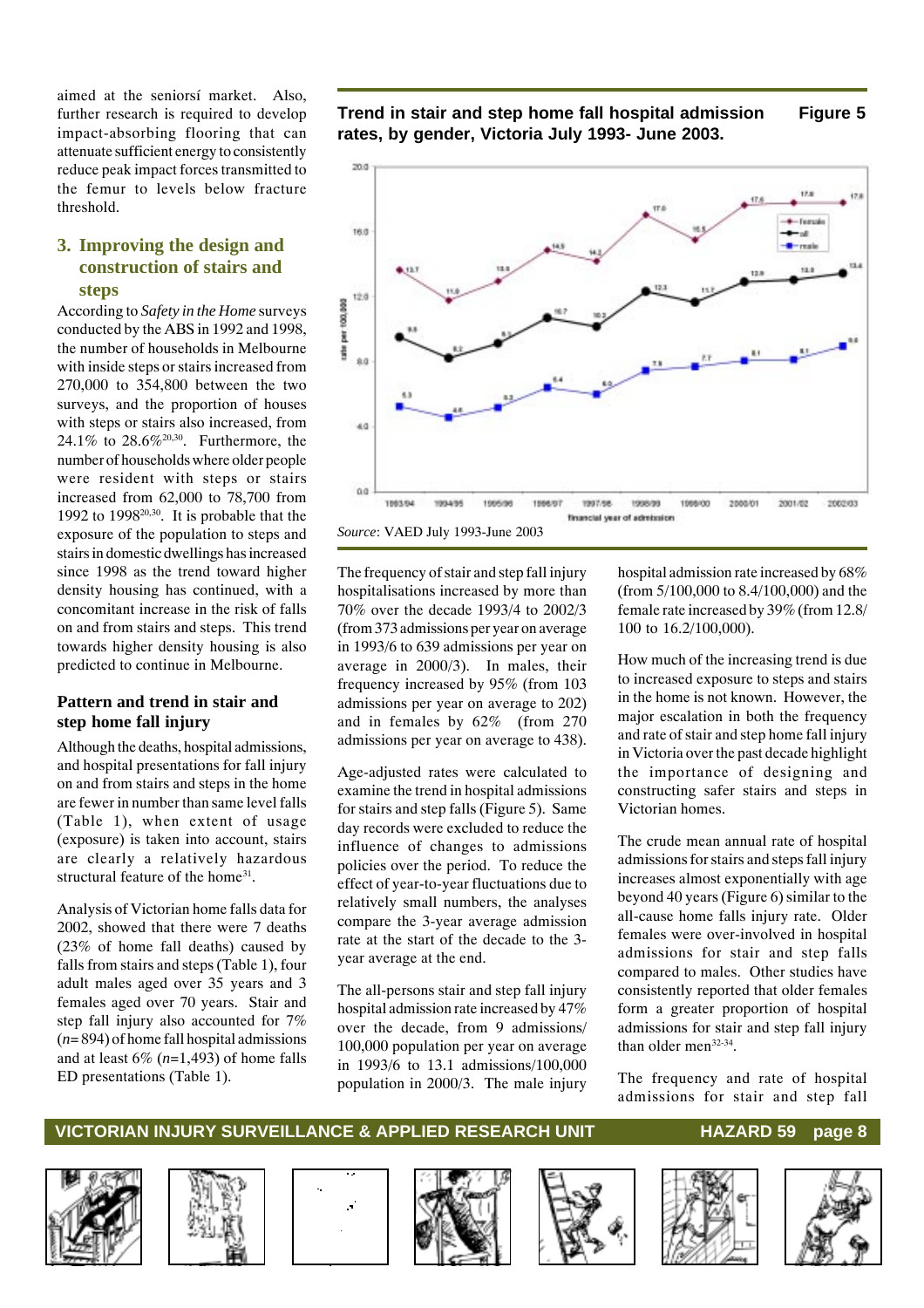aimed at the seniorsí market. Also, further research is required to develop impact-absorbing flooring that can attenuate sufficient energy to consistently reduce peak impact forces transmitted to the femur to levels below fracture threshold.

## 3. Improving the design and construction of stairs and steps

According to *Safety in the Home* surveys conducted by the ABS in 1992 and 1998, the number of households in Melbourne with inside steps or stairs increased from 270,000 to 354,800 between the two surveys, and the proportion of houses with steps or stairs also increased, from 24.1% to 28.6%[20,30]. Furthermore, the number of households where older people were resident with steps or stairs increased from 62,000 to 78,700 from 1992 to 1998[20,30]. It is probable that the exposure of the population to steps and stairs in domestic dwellings has increased since 1998 as the trend toward higher density housing has continued, with a concomitant increase in the risk of falls on and from stairs and steps. This trend towards higher density housing is also predicted to continue in Melbourne.

### Pattern and trend in stair and step home fall injury

Although the deaths, hospital admissions, and hospital presentations for fall injury on and from stairs and steps in the home are fewer in number than same level falls (Table 1), when extent of usage (exposure) is taken into account, stairs are clearly a relatively hazardous structural feature of the home[31].

Analysis of Victorian home falls data for 2002, showed that there were 7 deaths (23% of home fall deaths) caused by falls from stairs and steps (Table 1), four adult males aged over 35 years and 3 females aged over 70 years. Stair and step fall injury also accounted for 7% (*n*= 894) of home fall hospital admissions and at least 6% (*n*=1,493) of home falls ED presentations (Table 1).

**Trend in stair and step home fall hospital admission rates, by gender, Victoria July 1993- June 2003. — Figure 5**

| Financial year of admission | female | all | male |
|---|---|---|---|
| 1993/94 | 13.7 | 9.5 | 5.3 |
| 1994/95 | 11.8 | 8.2 | 4.6 |
| 1995/96 | 13.0 | 9.1 | 5.2 |
| 1996/97 | 14.9 | 10.7 | 6.4 |
| 1997/98 | 14.2 | 10.2 | 6.0 |
| 1998/99 | 17.0 | 12.3 | 7.5 |
| 1999/00 | 15.5 | 11.7 | 7.7 |
| 2000/01 | 17.6 | 12.9 | 8.1 |
| 2001/02 | 17.8 | 13.0 | 8.1 |
| 2002/03 | 17.8 | 13.4 | 9.0 |

(y-axis: rate per 100,000)

*Source*: VAED July 1993-June 2003

The frequency of stair and step fall injury hospitalisations increased by more than 70% over the decade 1993/4 to 2002/3 (from 373 admissions per year on average in 1993/6 to 639 admissions per year on average in 2000/3). In males, their frequency increased by 95% (from 103 admissions per year on average to 202) and in females by 62% (from 270 admissions per year on average to 438).

Age-adjusted rates were calculated to examine the trend in hospital admissions for stairs and step falls (Figure 5). Same day records were excluded to reduce the influence of changes to admissions policies over the period. To reduce the effect of year-to-year fluctuations due to relatively small numbers, the analyses compare the 3-year average admission rate at the start of the decade to the 3-year average at the end.

The all-persons stair and step fall injury hospital admission rate increased by 47% over the decade, from 9 admissions/ 100,000 population per year on average in 1993/6 to 13.1 admissions/100,000 population in 2000/3. The male injury hospital admission rate increased by 68% (from 5/100,000 to 8.4/100,000) and the female rate increased by 39% (from 12.8/ 100 to 16.2/100,000).

How much of the increasing trend is due to increased exposure to steps and stairs in the home is not known. However, the major escalation in both the frequency and rate of stair and step home fall injury in Victoria over the past decade highlight the importance of designing and constructing safer stairs and steps in Victorian homes.

The crude mean annual rate of hospital admissions for stairs and steps fall injury increases almost exponentially with age beyond 40 years (Figure 6) similar to the all-cause home falls injury rate. Older females were over-involved in hospital admissions for stair and step falls compared to males. Other studies have consistently reported that older females form a greater proportion of hospital admissions for stair and step fall injury than older men[32-34].

The frequency and rate of hospital admissions for stair and step fall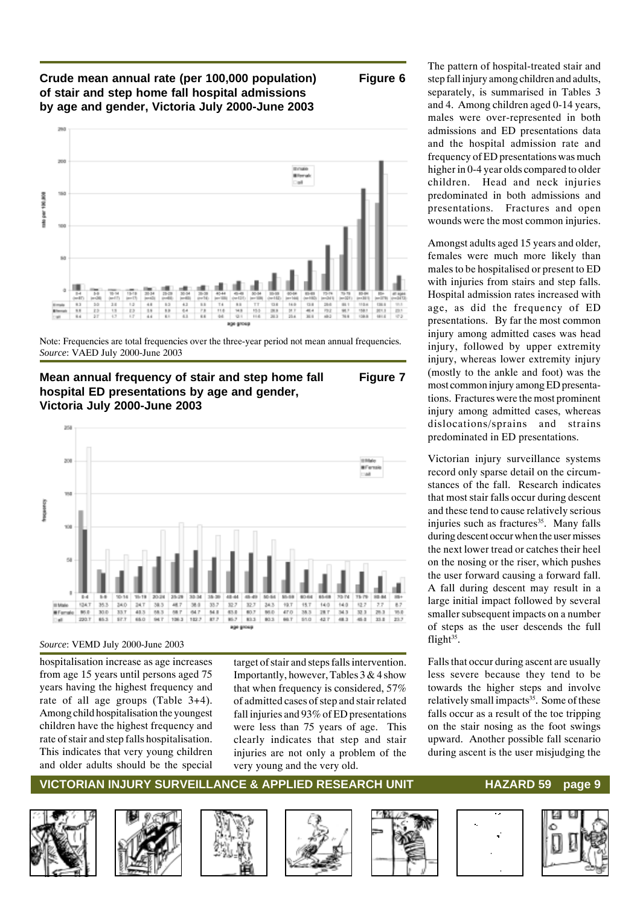**Crude mean annual rate (per 100,000 population) of stair and step home fall hospital admissions by age and gender, Victoria July 2000-June 2003** — **Figure 6**

| | 0-4 (n=87) | 5-9 (n=26) | 10-14 (n=17) | 15-19 (n=17) | 20-24 (n=43) | 25-29 (n=60) | 30-34 (n=60) | 35-39 (n=74) | 40-44 (n=109) | 45-49 (n=121) | 50-54 (n=109) | 55-59 (n=152) | 60-64 (n=144) | 65-69 (n=182) | 70-74 (n=241) | 75-79 (n=321) | 80-84 (n=351) | 85+ (n=379) | all ages (n=2472) |
|---|---|---|---|---|---|---|---|---|---|---|---|---|---|---|---|---|---|---|---|
| Male | 9.3 | 3.0 | 2.0 | 1.2 | 4.8 | 9.3 | 4.3 | 5.5 | 7.4 | 9.5 | 7.7 | 13.8 | 14.9 | 13.6 | 25.6 | 55.1 | 110.4 | 135.5 | 11.1 |
| Female | 9.8 | 2.3 | 1.5 | 2.3 | 3.9 | 5.5 | 6.4 | 7.8 | 11.6 | 14.5 | 15.3 | 28.9 | 31.7 | 46.4 | 70.2 | 98.7 | 158.1 | 201.3 | 23.1 |
| all | 9.4 | 2.7 | 1.7 | 1.7 | 4.4 | 8.1 | 6.3 | 6.6 | 9.6 | 12.1 | 11.6 | 26.3 | 23.4 | 30.5 | 49.2 | 78.9 | 138.8 | 181.5 | 17.2 |

Note: Frequencies are total frequencies over the three-year period not mean annual frequencies.
*Source*: VAED July 2000-June 2003

**Mean annual frequency of stair and step home fall hospital ED presentations by age and gender, Victoria July 2000-June 2003** — **Figure 7**

| | 0-4 | 5-9 | 10-14 | 15-19 | 20-24 | 25-29 | 30-34 | 35-39 | 40-44 | 45-49 | 50-54 | 55-59 | 60-64 | 65-69 | 70-74 | 75-79 | 80-84 | 85+ |
|---|---|---|---|---|---|---|---|---|---|---|---|---|---|---|---|---|---|---|
| Male | 124.7 | 35.3 | 24.0 | 24.7 | 39.3 | 46.7 | 38.0 | 33.7 | 32.7 | 32.7 | 24.3 | 19.7 | 15.7 | 14.0 | 14.0 | 12.7 | 7.7 | 8.7 |
| Female | 95.0 | 30.0 | 33.7 | 40.3 | 55.3 | 59.7 | 64.7 | 54.0 | 63.0 | 60.7 | 56.0 | 47.0 | 35.3 | 28.7 | 34.3 | 32.3 | 26.3 | 15.0 |
| all | 220.7 | 65.3 | 57.7 | 65.0 | 94.7 | 106.3 | 102.7 | 87.7 | 95.7 | 93.3 | 80.3 | 66.7 | 51.0 | 42.7 | 48.3 | 45.0 | 33.8 | 23.7 |

*Source*: VEMD July 2000-June 2003

hospitalisation increase as age increases from age 15 years until persons aged 75 years having the highest frequency and rate of all age groups (Table 3+4). Among child hospitalisation the youngest children have the highest frequency and rate of stair and step falls hospitalisation. This indicates that very young children and older adults should be the special target of stair and steps falls intervention. Importantly, however, Tables 3 & 4 show that when frequency is considered, 57% of admitted cases of step and stair related fall injuries and 93% of ED presentations were less than 75 years of age. This clearly indicates that step and stair injuries are not only a problem of the very young and the very old.

The pattern of hospital-treated stair and step fall injury among children and adults, separately, is summarised in Tables 3 and 4. Among children aged 0-14 years, males were over-represented in both admissions and ED presentations data and the hospital admission rate and frequency of ED presentations was much higher in 0-4 year olds compared to older children. Head and neck injuries predominated in both admissions and presentations. Fractures and open wounds were the most common injuries.

Amongst adults aged 15 years and older, females were much more likely than males to be hospitalised or present to ED with injuries from stairs and step falls. Hospital admission rates increased with age, as did the frequency of ED presentations. By far the most common injury among admitted cases was head injury, followed by upper extremity injury, whereas lower extremity injury (mostly to the ankle and foot) was the most common injury among ED presentations. Fractures were the most prominent injury among admitted cases, whereas dislocations/sprains and strains predominated in ED presentations.

Victorian injury surveillance systems record only sparse detail on the circumstances of the fall. Research indicates that most stair falls occur during descent and these tend to cause relatively serious injuries such as fractures[35]. Many falls during descent occur when the user misses the next lower tread or catches their heel on the nosing or the riser, which pushes the user forward causing a forward fall. A fall during descent may result in a large initial impact followed by several smaller subsequent impacts on a number of steps as the user descends the full flight[35].

Falls that occur during ascent are usually less severe because they tend to be towards the higher steps and involve relatively small impacts[35]. Some of these falls occur as a result of the toe tripping on the stair nosing as the foot swings upward. Another possible fall scenario during ascent is the user misjudging the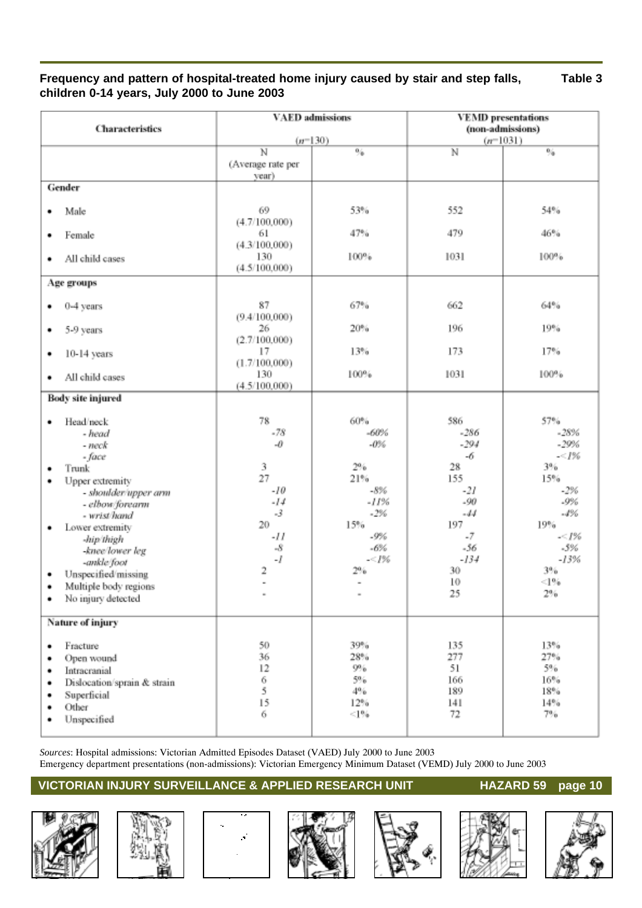**Frequency and pattern of hospital-treated home injury caused by stair and step falls, children 0-14 years, July 2000 to June 2003** **Table 3**

| Characteristics | VAED admissions (n=130) | | VEMD presentations (non-admissions) (n=1031) | |
|---|---|---|---|---|
| | N (Average rate per year) | % | N | % |
| **Gender** | | | | |
| • Male | 69 (4.7/100,000) | 53% | 552 | 54% |
| • Female | 61 (4.3/100,000) | 47% | 479 | 46% |
| • All child cases | 130 (4.5/100,000) | 100% | 1031 | 100% |
| **Age groups** | | | | |
| • 0-4 years | 87 (9.4/100,000) | 67% | 662 | 64% |
| • 5-9 years | 26 (2.7/100,000) | 20% | 196 | 19% |
| • 10-14 years | 17 (1.7/100,000) | 13% | 173 | 17% |
| • All child cases | 130 (4.5/100,000) | 100% | 1031 | 100% |
| **Body site injured** | | | | |
| • Head/neck | 78 | 60% | 586 | 57% |
| *- head* | *-78* | *-60%* | *-286* | *-28%* |
| *- neck* | *-0* | *-0%* | *-294* | *-29%* |
| *- face* | | | *-6* | *-<1%* |
| • Trunk | 3 | 2% | 28 | 3% |
| • Upper extremity | 27 | 21% | 155 | 15% |
| *- shoulder/upper arm* | *-10* | *-8%* | *-21* | *-2%* |
| *- elbow/forearm* | *-14* | *-11%* | *-90* | *-9%* |
| *- wrist/hand* | *-3* | *-2%* | *-44* | *-4%* |
| • Lower extremity | 20 | 15% | 197 | 19% |
| *-hip/thigh* | *-11* | *-9%* | *-7* | *-<1%* |
| *-knee/lower leg* | *-8* | *-6%* | *-56* | *-5%* |
| *-ankle/foot* | *-1* | *-<1%* | *-134* | *-13%* |
| • Unspecified/missing | 2 | 2% | 30 | 3% |
| • Multiple body regions | - | - | 10 | <1% |
| • No injury detected | - | - | 25 | 2% |
| **Nature of injury** | | | | |
| • Fracture | 50 | 39% | 135 | 13% |
| • Open wound | 36 | 28% | 277 | 27% |
| • Intracranial | 12 | 9% | 51 | 5% |
| • Dislocation/sprain & strain | 6 | 5% | 166 | 16% |
| • Superficial | 5 | 4% | 189 | 18% |
| • Other | 15 | 12% | 141 | 14% |
| • Unspecified | 6 | <1% | 72 | 7% |

*Sources*: Hospital admissions: Victorian Admitted Episodes Dataset (VAED) July 2000 to June 2003
Emergency department presentations (non-admissions): Victorian Emergency Minimum Dataset (VEMD) July 2000 to June 2003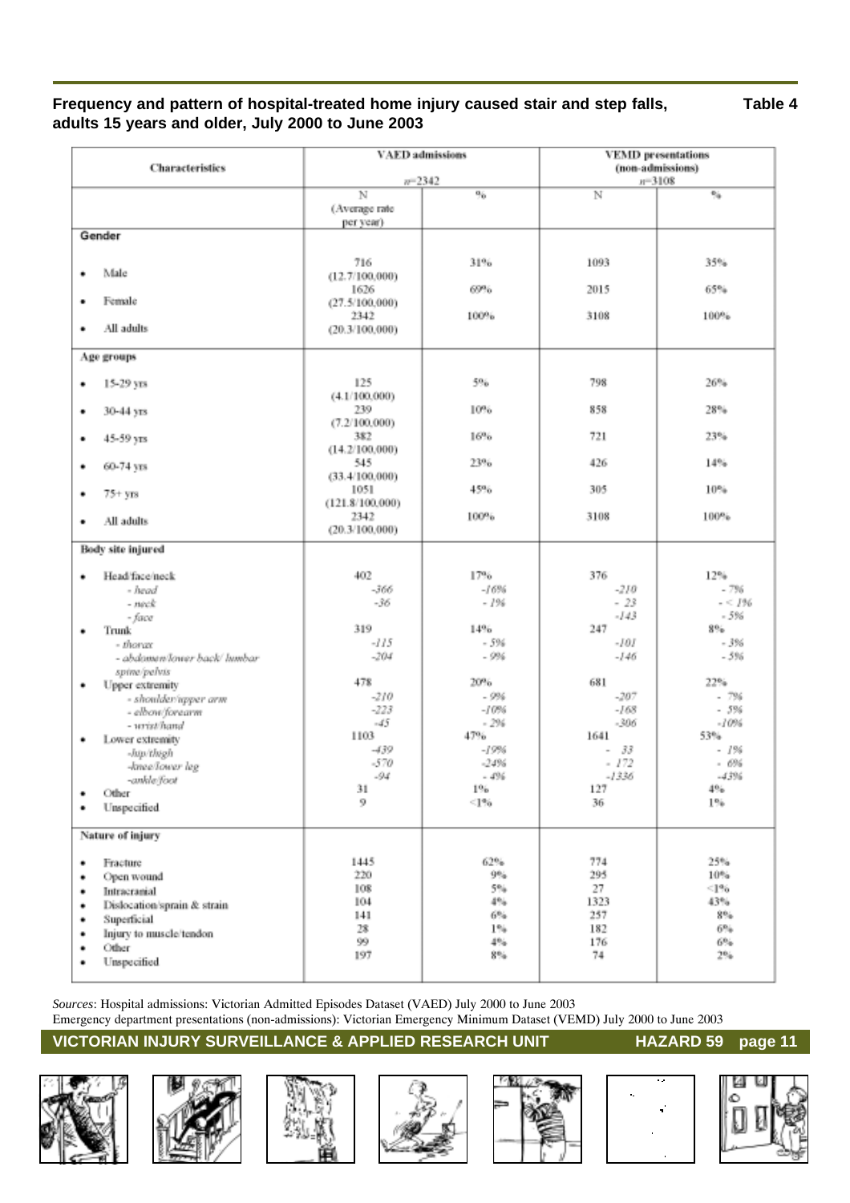**Frequency and pattern of hospital-treated home injury caused stair and step falls, adults 15 years and older, July 2000 to June 2003** **Table 4**

| Characteristics | VAED admissions n=2342 | | VEMD presentations (non-admissions) n=3108 | |
|---|---|---|---|---|
| | N (Average rate per year) | % | N | % |
| **Gender** | | | | |
| • Male | 716 (12.7/100,000) | 31% | 1093 | 35% |
| • Female | 1626 (27.5/100,000) | 69% | 2015 | 65% |
| • All adults | 2342 (20.3/100,000) | 100% | 3108 | 100% |
| **Age groups** | | | | |
| • 15-29 yrs | 125 (4.1/100,000) | 5% | 798 | 26% |
| • 30-44 yrs | 239 (7.2/100,000) | 10% | 858 | 28% |
| • 45-59 yrs | 382 (14.2/100,000) | 16% | 721 | 23% |
| • 60-74 yrs | 545 (33.4/100,000) | 23% | 426 | 14% |
| • 75+ yrs | 1051 (121.8/100,000) | 45% | 305 | 10% |
| • All adults | 2342 (20.3/100,000) | 100% | 3108 | 100% |
| **Body site injured** | | | | |
| • Head/face/neck | 402 | 17% | 376 | 12% |
| *- head* | *-366* | *-16%* | *-210* | *- 7%* |
| *- neck* | *-36* | *- 1%* | *- 23* | *- < 1%* |
| *- face* | | | *-143* | *- 5%* |
| • Trunk | 319 | 14% | 247 | 8% |
| *- thorax* | *-115* | *- 5%* | *-101* | *- 3%* |
| *- abdomen/lower back/ lumbar spine/pelvis* | *-204* | *- 9%* | *-146* | *- 5%* |
| • Upper extremity | 478 | 20% | 681 | 22% |
| *- shoulder/upper arm* | *-210* | *- 9%* | *-207* | *- 7%* |
| *- elbow/forearm* | *-223* | *-10%* | *-168* | *- 5%* |
| *- wrist/hand* | *-45* | *- 2%* | *-306* | *-10%* |
| • Lower extremity | 1103 | 47% | 1641 | 53% |
| *-hip/thigh* | *-439* | *-19%* | *- 33* | *- 1%* |
| *-knee/lower leg* | *-570* | *-24%* | *- 172* | *- 6%* |
| *-ankle/foot* | *-94* | *- 4%* | *-1336* | *-43%* |
| • Other | 31 | 1% | 127 | 4% |
| • Unspecified | 9 | <1% | 36 | 1% |
| **Nature of injury** | | | | |
| • Fracture | 1445 | 62% | 774 | 25% |
| • Open wound | 220 | 9% | 295 | 10% |
| • Intracranial | 108 | 5% | 27 | <1% |
| • Dislocation/sprain & strain | 104 | 4% | 1323 | 43% |
| • Superficial | 141 | 6% | 257 | 8% |
| • Injury to muscle/tendon | 28 | 1% | 182 | 6% |
| • Other | 99 | 4% | 176 | 6% |
| • Unspecified | 197 | 8% | 74 | 2% |

*Sources*: Hospital admissions: Victorian Admitted Episodes Dataset (VAED) July 2000 to June 2003
Emergency department presentations (non-admissions): Victorian Emergency Minimum Dataset (VEMD) July 2000 to June 2003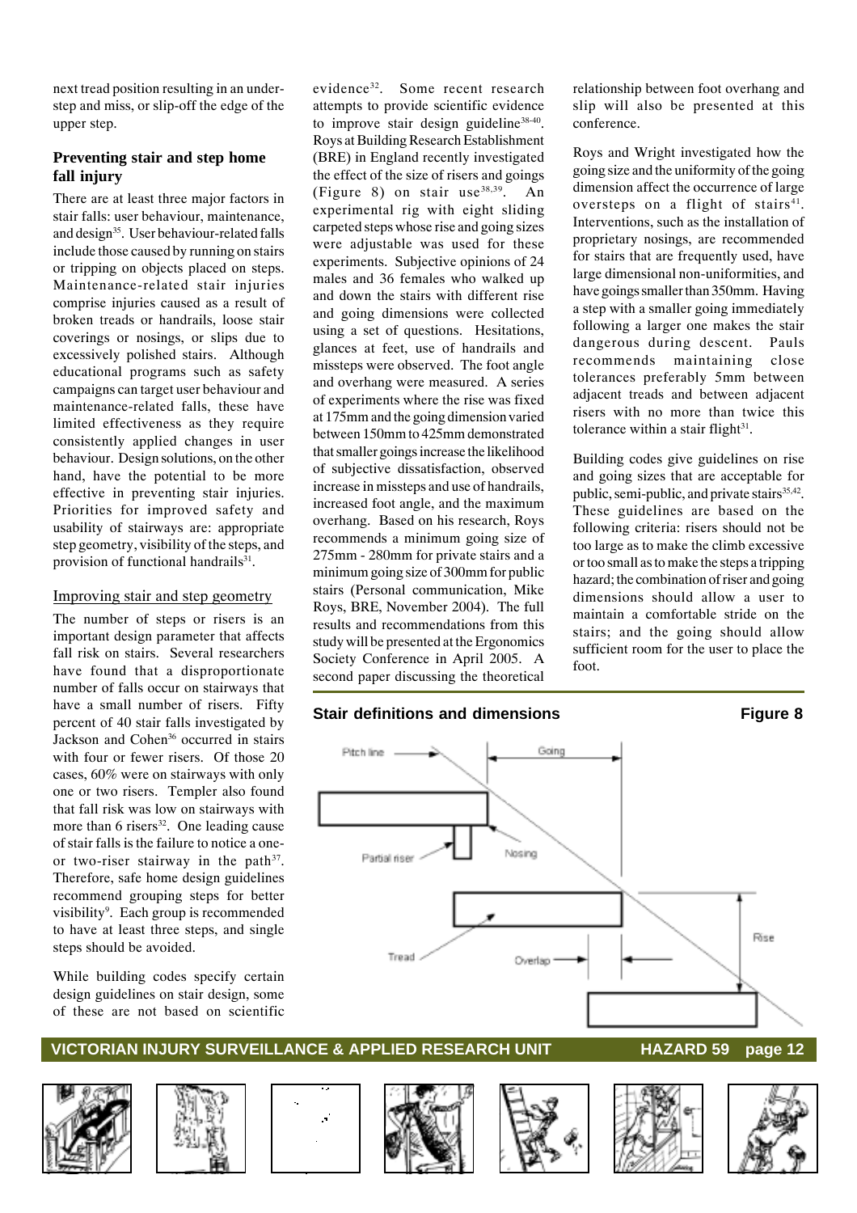next tread position resulting in an under-step and miss, or slip-off the edge of the upper step.

## Preventing stair and step home fall injury

There are at least three major factors in stair falls: user behaviour, maintenance, and design[35]. User behaviour-related falls include those caused by running on stairs or tripping on objects placed on steps. Maintenance-related stair injuries comprise injuries caused as a result of broken treads or handrails, loose stair coverings or nosings, or slips due to excessively polished stairs. Although educational programs such as safety campaigns can target user behaviour and maintenance-related falls, these have limited effectiveness as they require consistently applied changes in user behaviour. Design solutions, on the other hand, have the potential to be more effective in preventing stair injuries. Priorities for improved safety and usability of stairways are: appropriate step geometry, visibility of the steps, and provision of functional handrails[31].

### Improving stair and step geometry

The number of steps or risers is an important design parameter that affects fall risk on stairs. Several researchers have found that a disproportionate number of falls occur on stairways that have a small number of risers. Fifty percent of 40 stair falls investigated by Jackson and Cohen[36] occurred in stairs with four or fewer risers. Of those 20 cases, 60% were on stairways with only one or two risers. Templer also found that fall risk was low on stairways with more than 6 risers[32]. One leading cause of stair falls is the failure to notice a one- or two-riser stairway in the path[37]. Therefore, safe home design guidelines recommend grouping steps for better visibility[9]. Each group is recommended to have at least three steps, and single steps should be avoided.

While building codes specify certain design guidelines on stair design, some of these are not based on scientific evidence[32]. Some recent research attempts to provide scientific evidence to improve stair design guideline[38-40]. Roys at Building Research Establishment (BRE) in England recently investigated the effect of the size of risers and goings (Figure 8) on stair use[38,39]. An experimental rig with eight sliding carpeted steps whose rise and going sizes were adjustable was used for these experiments. Subjective opinions of 24 males and 36 females who walked up and down the stairs with different rise and going dimensions were collected using a set of questions. Hesitations, glances at feet, use of handrails and missteps were observed. The foot angle and overhang were measured. A series of experiments where the rise was fixed at 175mm and the going dimension varied between 150mm to 425mm demonstrated that smaller goings increase the likelihood of subjective dissatisfaction, observed increase in missteps and use of handrails, increased foot angle, and the maximum overhang. Based on his research, Roys recommends a minimum going size of 275mm - 280mm for private stairs and a minimum going size of 300mm for public stairs (Personal communication, Mike Roys, BRE, November 2004). The full results and recommendations from this study will be presented at the Ergonomics Society Conference in April 2005. A second paper discussing the theoretical relationship between foot overhang and slip will also be presented at this conference.

Roys and Wright investigated how the going size and the uniformity of the going dimension affect the occurrence of large oversteps on a flight of stairs[41]. Interventions, such as the installation of proprietary nosings, are recommended for stairs that are frequently used, have large dimensional non-uniformities, and have goings smaller than 350mm. Having a step with a smaller going immediately following a larger one makes the stair dangerous during descent. Pauls recommends maintaining close tolerances preferably 5mm between adjacent treads and between adjacent risers with no more than twice this tolerance within a stair flight[31].

Building codes give guidelines on rise and going sizes that are acceptable for public, semi-public, and private stairs[35,42]. These guidelines are based on the following criteria: risers should not be too large as to make the climb excessive or too small as to make the steps a tripping hazard; the combination of riser and going dimensions should allow a user to maintain a comfortable stride on the stairs; and the going should allow sufficient room for the user to place the foot.

**Stair definitions and dimensions** — **Figure 8**

Pitch line, Going, Partial riser, Nosing, Rise, Tread, Overlap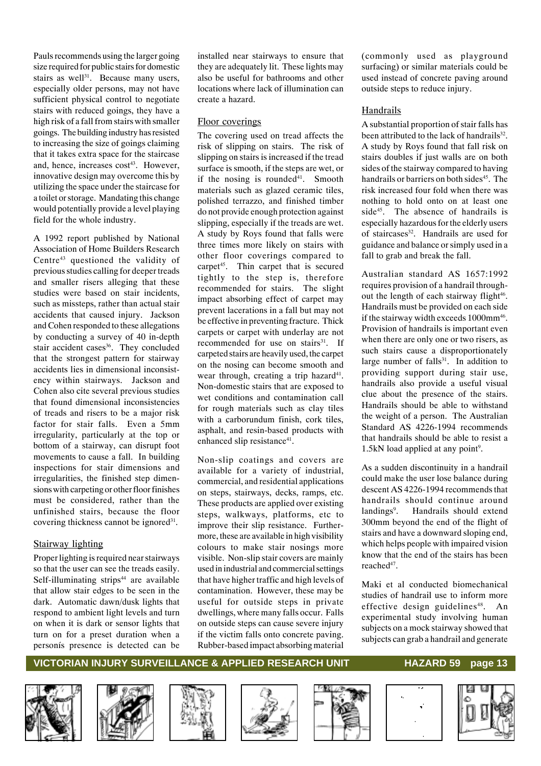Pauls recommends using the larger going size required for public stairs for domestic stairs as well[31]. Because many users, especially older persons, may not have sufficient physical control to negotiate stairs with reduced goings, they have a high risk of a fall from stairs with smaller goings. The building industry has resisted to increasing the size of goings claiming that it takes extra space for the staircase and, hence, increases cost[43]. However, innovative design may overcome this by utilizing the space under the staircase for a toilet or storage. Mandating this change would potentially provide a level playing field for the whole industry.

A 1992 report published by National Association of Home Builders Research Centre[43] questioned the validity of previous studies calling for deeper treads and smaller risers alleging that these studies were based on stair incidents, such as missteps, rather than actual stair accidents that caused injury. Jackson and Cohen responded to these allegations by conducting a survey of 40 in-depth stair accident cases[36]. They concluded that the strongest pattern for stairway accidents lies in dimensional inconsistency within stairways. Jackson and Cohen also cite several previous studies that found dimensional inconsistencies of treads and risers to be a major risk factor for stair falls. Even a 5mm irregularity, particularly at the top or bottom of a stairway, can disrupt foot movements to cause a fall. In building inspections for stair dimensions and irregularities, the finished step dimensions with carpeting or other floor finishes must be considered, rather than the unfinished stairs, because the floor covering thickness cannot be ignored[31].

## Stairway lighting

Proper lighting is required near stairways so that the user can see the treads easily. Self-illuminating strips[44] are available that allow stair edges to be seen in the dark. Automatic dawn/dusk lights that respond to ambient light levels and turn on when it is dark or sensor lights that turn on for a preset duration when a personís presence is detected can be installed near stairways to ensure that they are adequately lit. These lights may also be useful for bathrooms and other locations where lack of illumination can create a hazard.

## Floor coverings

The covering used on tread affects the risk of slipping on stairs. The risk of slipping on stairs is increased if the tread surface is smooth, if the steps are wet, or if the nosing is rounded[41]. Smooth materials such as glazed ceramic tiles, polished terrazzo, and finished timber do not provide enough protection against slipping, especially if the treads are wet. A study by Roys found that falls were three times more likely on stairs with other floor coverings compared to carpet[45]. Thin carpet that is secured tightly to the step is, therefore recommended for stairs. The slight impact absorbing effect of carpet may prevent lacerations in a fall but may not be effective in preventing fracture. Thick carpets or carpet with underlay are not recommended for use on stairs[31]. If carpeted stairs are heavily used, the carpet on the nosing can become smooth and wear through, creating a trip hazard[41]. Non-domestic stairs that are exposed to wet conditions and contamination call for rough materials such as clay tiles with a carborundum finish, cork tiles, asphalt, and resin-based products with enhanced slip resistance[41].

Non-slip coatings and covers are available for a variety of industrial, commercial, and residential applications on steps, stairways, decks, ramps, etc. These products are applied over existing steps, walkways, platforms, etc to improve their slip resistance. Furthermore, these are available in high visibility colours to make stair nosings more visible. Non-slip stair covers are mainly used in industrial and commercial settings that have higher traffic and high levels of contamination. However, these may be useful for outside steps in private dwellings, where many falls occur. Falls on outside steps can cause severe injury if the victim falls onto concrete paving. Rubber-based impact absorbing material (commonly used as playground surfacing) or similar materials could be used instead of concrete paving around outside steps to reduce injury.

## Handrails

A substantial proportion of stair falls has been attributed to the lack of handrails[32]. A study by Roys found that fall risk on stairs doubles if just walls are on both sides of the stairway compared to having handrails or barriers on both sides[45]. The risk increased four fold when there was nothing to hold onto on at least one side[45]. The absence of handrails is especially hazardous for the elderly users of staircases[32]. Handrails are used for guidance and balance or simply used in a fall to grab and break the fall.

Australian standard AS 1657:1992 requires provision of a handrail throughout the length of each stairway flight[46]. Handrails must be provided on each side if the stairway width exceeds 1000mm[46]. Provision of handrails is important even when there are only one or two risers, as such stairs cause a disproportionately large number of falls[31]. In addition to providing support during stair use, handrails also provide a useful visual clue about the presence of the stairs. Handrails should be able to withstand the weight of a person. The Australian Standard AS 4226-1994 recommends that handrails should be able to resist a 1.5kN load applied at any point[9].

As a sudden discontinuity in a handrail could make the user lose balance during descent AS 4226-1994 recommends that handrails should continue around landings[9]. Handrails should extend 300mm beyond the end of the flight of stairs and have a downward sloping end, which helps people with impaired vision know that the end of the stairs has been reached[47].

Maki et al conducted biomechanical studies of handrail use to inform more effective design guidelines[48]. An experimental study involving human subjects on a mock stairway showed that subjects can grab a handrail and generate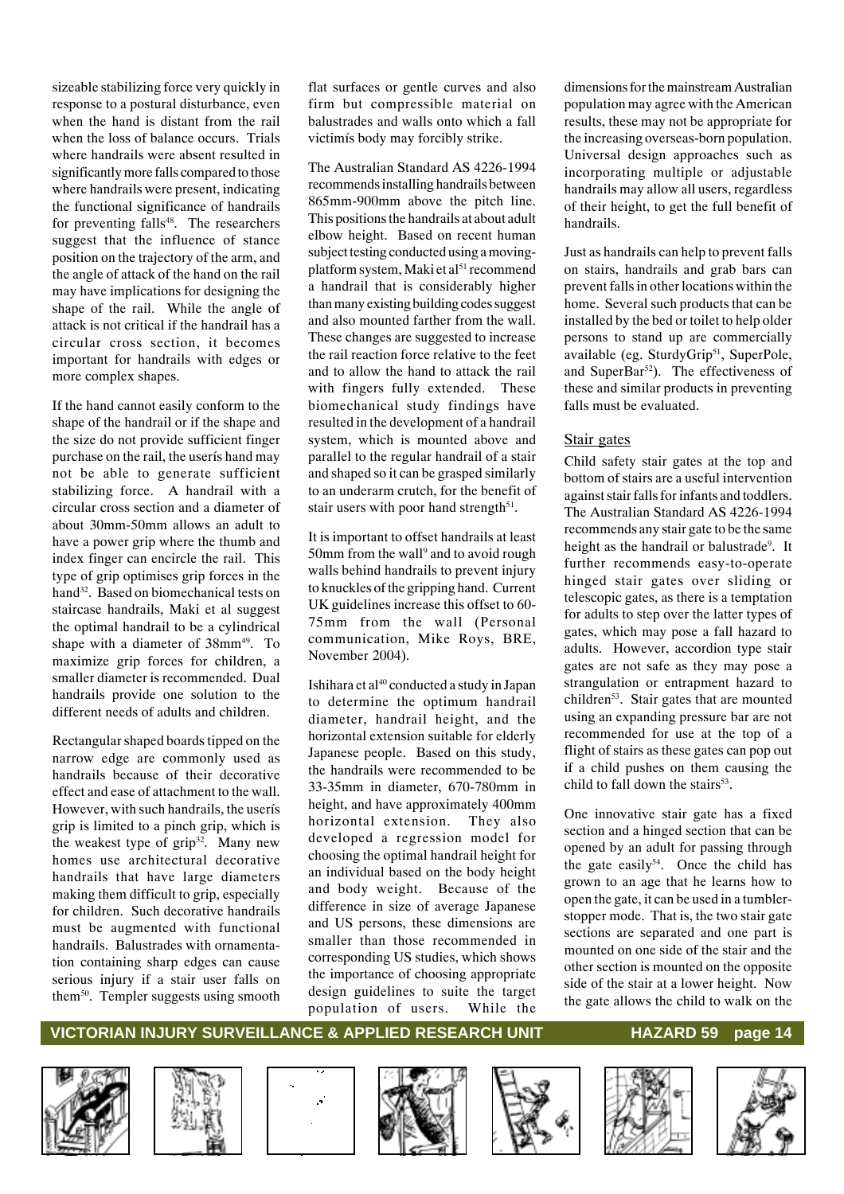sizeable stabilizing force very quickly in response to a postural disturbance, even when the hand is distant from the rail when the loss of balance occurs. Trials where handrails were absent resulted in significantly more falls compared to those where handrails were present, indicating the functional significance of handrails for preventing falls[48]. The researchers suggest that the influence of stance position on the trajectory of the arm, and the angle of attack of the hand on the rail may have implications for designing the shape of the rail. While the angle of attack is not critical if the handrail has a circular cross section, it becomes important for handrails with edges or more complex shapes.

If the hand cannot easily conform to the shape of the handrail or if the shape and the size do not provide sufficient finger purchase on the rail, the userís hand may not be able to generate sufficient stabilizing force. A handrail with a circular cross section and a diameter of about 30mm-50mm allows an adult to have a power grip where the thumb and index finger can encircle the rail. This type of grip optimises grip forces in the hand[32]. Based on biomechanical tests on staircase handrails, Maki et al suggest the optimal handrail to be a cylindrical shape with a diameter of 38mm[49]. To maximize grip forces for children, a smaller diameter is recommended. Dual handrails provide one solution to the different needs of adults and children.

Rectangular shaped boards tipped on the narrow edge are commonly used as handrails because of their decorative effect and ease of attachment to the wall. However, with such handrails, the userís grip is limited to a pinch grip, which is the weakest type of grip[32]. Many new homes use architectural decorative handrails that have large diameters making them difficult to grip, especially for children. Such decorative handrails must be augmented with functional handrails. Balustrades with ornamentation containing sharp edges can cause serious injury if a stair user falls on them[50]. Templer suggests using smooth flat surfaces or gentle curves and also firm but compressible material on balustrades and walls onto which a fall victimís body may forcibly strike.

The Australian Standard AS 4226-1994 recommends installing handrails between 865mm-900mm above the pitch line. This positions the handrails at about adult elbow height. Based on recent human subject testing conducted using a moving-platform system, Maki et al[51] recommend a handrail that is considerably higher than many existing building codes suggest and also mounted farther from the wall. These changes are suggested to increase the rail reaction force relative to the feet and to allow the hand to attack the rail with fingers fully extended. These biomechanical study findings have resulted in the development of a handrail system, which is mounted above and parallel to the regular handrail of a stair and shaped so it can be grasped similarly to an underarm crutch, for the benefit of stair users with poor hand strength[51].

It is important to offset handrails at least 50mm from the wall[9] and to avoid rough walls behind handrails to prevent injury to knuckles of the gripping hand. Current UK guidelines increase this offset to 60-75mm from the wall (Personal communication, Mike Roys, BRE, November 2004).

Ishihara et al[40] conducted a study in Japan to determine the optimum handrail diameter, handrail height, and the horizontal extension suitable for elderly Japanese people. Based on this study, the handrails were recommended to be 33-35mm in diameter, 670-780mm in height, and have approximately 400mm horizontal extension. They also developed a regression model for choosing the optimal handrail height for an individual based on the body height and body weight. Because of the difference in size of average Japanese and US persons, these dimensions are smaller than those recommended in corresponding US studies, which shows the importance of choosing appropriate design guidelines to suite the target population of users. While the dimensions for the mainstream Australian population may agree with the American results, these may not be appropriate for the increasing overseas-born population. Universal design approaches such as incorporating multiple or adjustable handrails may allow all users, regardless of their height, to get the full benefit of handrails.

Just as handrails can help to prevent falls on stairs, handrails and grab bars can prevent falls in other locations within the home. Several such products that can be installed by the bed or toilet to help older persons to stand up are commercially available (eg. SturdyGrip[51], SuperPole, and SuperBar[52]). The effectiveness of these and similar products in preventing falls must be evaluated.

### Stair gates

Child safety stair gates at the top and bottom of stairs are a useful intervention against stair falls for infants and toddlers. The Australian Standard AS 4226-1994 recommends any stair gate to be the same height as the handrail or balustrade[9]. It further recommends easy-to-operate hinged stair gates over sliding or telescopic gates, as there is a temptation for adults to step over the latter types of gates, which may pose a fall hazard to adults. However, accordion type stair gates are not safe as they may pose a strangulation or entrapment hazard to children[53]. Stair gates that are mounted using an expanding pressure bar are not recommended for use at the top of a flight of stairs as these gates can pop out if a child pushes on them causing the child to fall down the stairs[53].

One innovative stair gate has a fixed section and a hinged section that can be opened by an adult for passing through the gate easily[54]. Once the child has grown to an age that he learns how to open the gate, it can be used in a tumbler-stopper mode. That is, the two stair gate sections are separated and one part is mounted on one side of the stair and the other section is mounted on the opposite side of the stair at a lower height. Now the gate allows the child to walk on the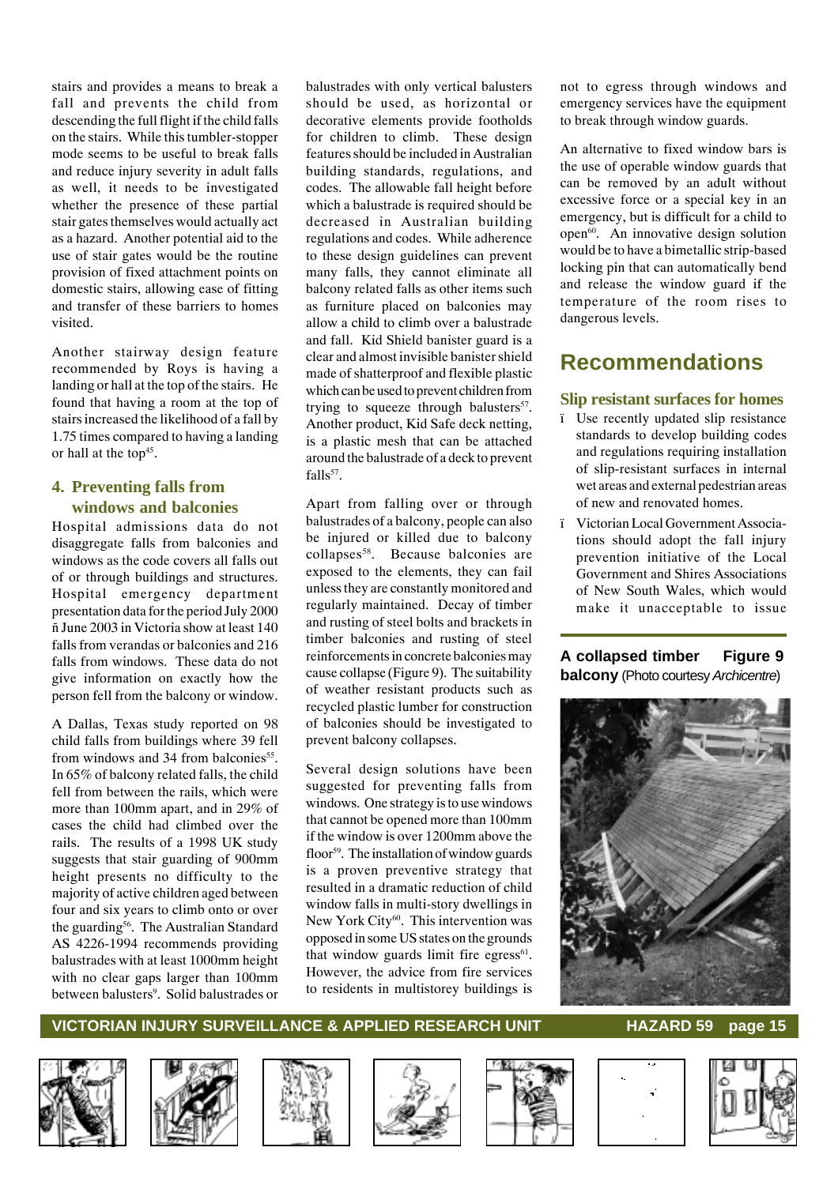stairs and provides a means to break a fall and prevents the child from descending the full flight if the child falls on the stairs. While this tumbler-stopper mode seems to be useful to break falls and reduce injury severity in adult falls as well, it needs to be investigated whether the presence of these partial stair gates themselves would actually act as a hazard. Another potential aid to the use of stair gates would be the routine provision of fixed attachment points on domestic stairs, allowing ease of fitting and transfer of these barriers to homes visited.

Another stairway design feature recommended by Roys is having a landing or hall at the top of the stairs. He found that having a room at the top of stairs increased the likelihood of a fall by 1.75 times compared to having a landing or hall at the top[45].

## 4. Preventing falls from windows and balconies

Hospital admissions data do not disaggregate falls from balconies and windows as the code covers all falls out of or through buildings and structures. Hospital emergency department presentation data for the period July 2000 ñ June 2003 in Victoria show at least 140 falls from verandas or balconies and 216 falls from windows. These data do not give information on exactly how the person fell from the balcony or window.

A Dallas, Texas study reported on 98 child falls from buildings where 39 fell from windows and 34 from balconies[55]. In 65% of balcony related falls, the child fell from between the rails, which were more than 100mm apart, and in 29% of cases the child had climbed over the rails. The results of a 1998 UK study suggests that stair guarding of 900mm height presents no difficulty to the majority of active children aged between four and six years to climb onto or over the guarding[56]. The Australian Standard AS 4226-1994 recommends providing balustrades with at least 1000mm height with no clear gaps larger than 100mm between balusters[9]. Solid balustrades or balustrades with only vertical balusters should be used, as horizontal or decorative elements provide footholds for children to climb. These design features should be included in Australian building standards, regulations, and codes. The allowable fall height before which a balustrade is required should be decreased in Australian building regulations and codes. While adherence to these design guidelines can prevent many falls, they cannot eliminate all balcony related falls as other items such as furniture placed on balconies may allow a child to climb over a balustrade and fall. Kid Shield banister guard is a clear and almost invisible banister shield made of shatterproof and flexible plastic which can be used to prevent children from trying to squeeze through balusters[57]. Another product, Kid Safe deck netting, is a plastic mesh that can be attached around the balustrade of a deck to prevent falls[57].

Apart from falling over or through balustrades of a balcony, people can also be injured or killed due to balcony collapses[58]. Because balconies are exposed to the elements, they can fail unless they are constantly monitored and regularly maintained. Decay of timber and rusting of steel bolts and brackets in timber balconies and rusting of steel reinforcements in concrete balconies may cause collapse (Figure 9). The suitability of weather resistant products such as recycled plastic lumber for construction of balconies should be investigated to prevent balcony collapses.

Several design solutions have been suggested for preventing falls from windows. One strategy is to use windows that cannot be opened more than 100mm if the window is over 1200mm above the floor[59]. The installation of window guards is a proven preventive strategy that resulted in a dramatic reduction of child window falls in multi-story dwellings in New York City[60]. This intervention was opposed in some US states on the grounds that window guards limit fire egress[61]. However, the advice from fire services to residents in multistorey buildings is not to egress through windows and emergency services have the equipment to break through window guards.

An alternative to fixed window bars is the use of operable window guards that can be removed by an adult without excessive force or a special key in an emergency, but is difficult for a child to open[60]. An innovative design solution would be to have a bimetallic strip-based locking pin that can automatically bend and release the window guard if the temperature of the room rises to dangerous levels.

# Recommendations

### Slip resistant surfaces for homes

- Use recently updated slip resistance standards to develop building codes and regulations requiring installation of slip-resistant surfaces in internal wet areas and external pedestrian areas of new and renovated homes.
- Victorian Local Government Associations should adopt the fall injury prevention initiative of the Local Government and Shires Associations of New South Wales, which would make it unacceptable to issue

**A collapsed timber balcony** (Photo courtesy *Archicentre*) **Figure 9**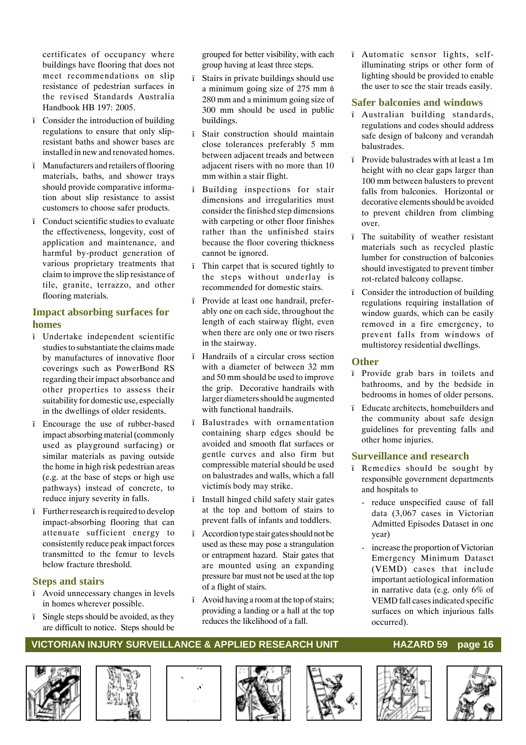certificates of occupancy where buildings have flooring that does not meet recommendations on slip resistance of pedestrian surfaces in the revised Standards Australia Handbook HB 197: 2005.

- Consider the introduction of building regulations to ensure that only slip-resistant baths and shower bases are installed in new and renovated homes.
- Manufacturers and retailers of flooring materials, baths, and shower trays should provide comparative information about slip resistance to assist customers to choose safer products.
- Conduct scientific studies to evaluate the effectiveness, longevity, cost of application and maintenance, and harmful by-product generation of various proprietary treatments that claim to improve the slip resistance of tile, granite, terrazzo, and other flooring materials.

## Impact absorbing surfaces for homes

- Undertake independent scientific studies to substantiate the claims made by manufactures of innovative floor coverings such as PowerBond RS regarding their impact absorbance and other properties to assess their suitability for domestic use, especially in the dwellings of older residents.
- Encourage the use of rubber-based impact absorbing material (commonly used as playground surfacing) or similar materials as paving outside the home in high risk pedestrian areas (e.g. at the base of steps or high use pathways) instead of concrete, to reduce injury severity in falls.
- Further research is required to develop impact-absorbing flooring that can attenuate sufficient energy to consistently reduce peak impact forces transmitted to the femur to levels below fracture threshold.

## Steps and stairs

- Avoid unnecessary changes in levels in homes wherever possible.
- Single steps should be avoided, as they are difficult to notice. Steps should be grouped for better visibility, with each group having at least three steps.
- Stairs in private buildings should use a minimum going size of 275 mm ñ 280 mm and a minimum going size of 300 mm should be used in public buildings.
- Stair construction should maintain close tolerances preferably 5 mm between adjacent treads and between adjacent risers with no more than 10 mm within a stair flight.
- Building inspections for stair dimensions and irregularities must consider the finished step dimensions with carpeting or other floor finishes rather than the unfinished stairs because the floor covering thickness cannot be ignored.
- Thin carpet that is secured tightly to the steps without underlay is recommended for domestic stairs.
- Provide at least one handrail, preferably one on each side, throughout the length of each stairway flight, even when there are only one or two risers in the stairway.
- Handrails of a circular cross section with a diameter of between 32 mm and 50 mm should be used to improve the grip. Decorative handrails with larger diameters should be augmented with functional handrails.
- Balustrades with ornamentation containing sharp edges should be avoided and smooth flat surfaces or gentle curves and also firm but compressible material should be used on balustrades and walls, which a fall victimís body may strike.
- Install hinged child safety stair gates at the top and bottom of stairs to prevent falls of infants and toddlers.
- Accordion type stair gates should not be used as these may pose a strangulation or entrapment hazard. Stair gates that are mounted using an expanding pressure bar must not be used at the top of a flight of stairs.
- Avoid having a room at the top of stairs; providing a landing or a hall at the top reduces the likelihood of a fall.
- Automatic sensor lights, self-illuminating strips or other form of lighting should be provided to enable the user to see the stair treads easily.

## Safer balconies and windows

- Australian building standards, regulations and codes should address safe design of balcony and verandah balustrades.
- Provide balustrades with at least a 1m height with no clear gaps larger than 100 mm between balusters to prevent falls from balconies. Horizontal or decorative elements should be avoided to prevent children from climbing over.
- The suitability of weather resistant materials such as recycled plastic lumber for construction of balconies should investigated to prevent timber rot-related balcony collapse.
- Consider the introduction of building regulations requiring installation of window guards, which can be easily removed in a fire emergency, to prevent falls from windows of multistorey residential dwellings.

## Other

- Provide grab bars in toilets and bathrooms, and by the bedside in bedrooms in homes of older persons.
- Educate architects, homebuilders and the community about safe design guidelines for preventing falls and other home injuries.

## Surveillance and research

- Remedies should be sought by responsible government departments and hospitals to
  - reduce unspecified cause of fall data (3,067 cases in Victorian Admitted Episodes Dataset in one year)
  - increase the proportion of Victorian Emergency Minimum Dataset (VEMD) cases that include important aetiological information in narrative data (e.g. only 6% of VEMD fall cases indicated specific surfaces on which injurious falls occurred).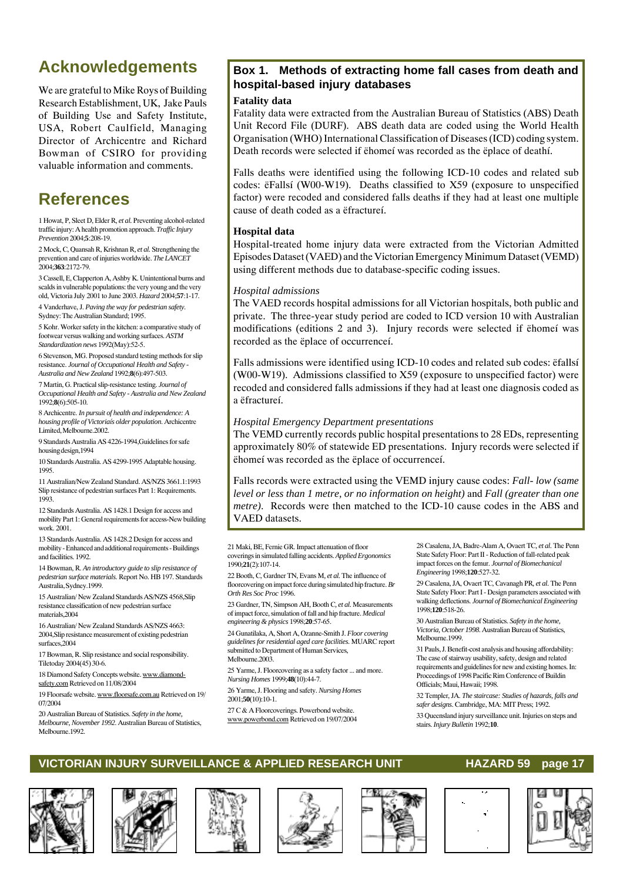## Acknowledgements

We are grateful to Mike Roys of Building Research Establishment, UK, Jake Pauls of Building Use and Safety Institute, USA, Robert Caulfield, Managing Director of Archicentre and Richard Bowman of CSIRO for providing valuable information and comments.

## References

1 Howat, P, Sleet D, Elder R, *et al.* Preventing alcohol-related traffic injury: A health promotion approach. *Traffic Injury Prevention* 2004;**5**:208-19.

2 Mock, C, Quansah R, Krishnan R, *et al.* Strengthening the prevention and care of injuries worldwide. *The LANCET* 2004;**363**:2172-79.

3 Cassell, E, Clapperton A, Ashby K. Unintentional burns and scalds in vulnerable populations: the very young and the very old, Victoria July 2001 to June 2003. *Hazard* 2004;**57**:1-17.

4 Vanderhave, J. *Paving the way for pedestrian safety*. Sydney: The Australian Standard; 1995.

5 Kohr. Worker safety in the kitchen: a comparative study of footwear versus walking and working surfaces. *ASTM Standardization news* 1992(May):52-5.

6 Stevenson, MG. Proposed standard testing methods for slip resistance. *Journal of Occupational Health and Safety - Australia and New Zealand* 1992;**8**(6):497-503.

7 Martin, G. Practical slip-resistance testing. *Journal of Occupational Health and Safety - Australia and New Zealand* 1992;**8**(6):505-10.

8 Archicentre. *In pursuit of health and independence: A housing profile of Victoriaís older population*. Archicentre Limited, Melbourne.2002.

9 Standards Australia AS 4226-1994,Guidelines for safe housing design,1994

10 Standards Australia. AS 4299-1995 Adaptable housing. 1995.

11 Australian/New Zealand Standard. AS/NZS 3661.1:1993 Slip resistance of pedestrian surfaces Part 1: Requirements. 1993.

12 Standards Australia. AS 1428.1 Design for access and mobility Part 1: General requirements for access-New building work. 2001.

13 Standards Australia. AS 1428.2 Design for access and mobility - Enhanced and additional requirements - Buildings and facilities. 1992.

14 Bowman, R. *An introductory guide to slip resistance of pedestrian surface materials*. Report No. HB 197. Standards Australia, Sydney.1999.

15 Australian/ New Zealand Standards AS/NZS 4568,Slip resistance classification of new pedestrian surface materials,2004

16 Australian/ New Zealand Standards AS/NZS 4663: 2004,Slip resistance measurement of existing pedestrian surfaces,2004

17 Bowman, R. Slip resistance and social responsibility. Tiletoday 2004(45) 30-6.

18 Diamond Safety Concepts website. www.diamond-safety.com Retrieved on 11/08/2004

19 Floorsafe website. www.floorsafe.com.au Retrieved on 19/07/2004

20 Australian Bureau of Statistics. *Safety in the home, Melbourne, November 1992*. Australian Bureau of Statistics, Melbourne.1992.

21 Maki, BE, Fernie GR. Impact attenuation of floor coverings in simulated falling accidents. *Applied Ergonomics* 1990;**21**(2):107-14.

22 Booth, C, Gardner TN, Evans M, *et al.* The influence of floorcovering on impact force during simulated hip fracture. *Br Orth Res Soc Proc* 1996.

23 Gardner, TN, Simpson AH, Booth C, *et al.* Measurements of impact force, simulation of fall and hip fracture. *Medical engineering & physics* 1998;**20**:57-65.

24 Gunatilaka, A, Short A, Ozanne-Smith J. *Floor covering guidelines for residential aged care facilities*. MUARC report submitted to Department of Human Services, Melbourne.2003.

25 Yarme, J. Floorcovering as a safety factor ... and more. *Nursing Homes* 1999;**48**(10):44-7.

26 Yarme, J. Flooring and safety. *Nursing Homes* 2001;**50**(10):10-1.

27 C & A Floorcoverings. Powerbond website. www.powerbond.com Retrieved on 19/07/2004

28 Casalena, JA, Badre-Alam A, Ovaert TC, *et al.* The Penn State Safety Floor: Part II - Reduction of fall-related peak impact forces on the femur. *Journal of Biomechanical Engineering* 1998;**120**:527-32.

29 Casalena, JA, Ovaert TC, Cavanagh PR, *et al.* The Penn State Safety Floor: Part I - Design parameters associated with walking deflections. *Journal of Biomechanical Engineering* 1998;**120**:518-26.

30 Australian Bureau of Statistics. *Safety in the home, Victoria, October 1998*. Australian Bureau of Statistics, Melbourne.1999.

31 Pauls, J. Benefit-cost analysis and housing affordability: The case of stairway usability, safety, design and related requirements and guidelines for new and existing homes. In: Proceedings of 1998 Pacific Rim Conference of Buildin Officials; Maui, Hawaii; 1998.

32 Templer, JA. *The staircase: Studies of hazards, falls and safer designs*. Cambridge, MA: MIT Press; 1992.

33 Queensland injury surveillance unit. Injuries on steps and stairs. *Injury Bulletin* 1992;**10**.

### Box 1. Methods of extracting home fall cases from death and hospital-based injury databases

**Fatality data**

Fatality data were extracted from the Australian Bureau of Statistics (ABS) Death Unit Record File (DURF). ABS death data are coded using the World Health Organisation (WHO) International Classification of Diseases (ICD) coding system. Death records were selected if ëhomeí was recorded as the ëplace of deathí.

Falls deaths were identified using the following ICD-10 codes and related sub codes: ëFallsí (W00-W19). Deaths classified to X59 (exposure to unspecified factor) were recoded and considered falls deaths if they had at least one multiple cause of death coded as a ëfractureí.

**Hospital data**

Hospital-treated home injury data were extracted from the Victorian Admitted Episodes Dataset (VAED) and the Victorian Emergency Minimum Dataset (VEMD) using different methods due to database-specific coding issues.

*Hospital admissions*

The VAED records hospital admissions for all Victorian hospitals, both public and private. The three-year study period are coded to ICD version 10 with Australian modifications (editions 2 and 3). Injury records were selected if ëhomeí was recorded as the ëplace of occurrenceí.

Falls admissions were identified using ICD-10 codes and related sub codes: ëfallsí (W00-W19). Admissions classified to X59 (exposure to unspecified factor) were recoded and considered falls admissions if they had at least one diagnosis coded as a ëfractureí.

*Hospital Emergency Department presentations*

The VEMD currently records public hospital presentations to 28 EDs, representing approximately 80% of statewide ED presentations. Injury records were selected if ëhomeí was recorded as the ëplace of occurrenceí.

Falls records were extracted using the VEMD injury cause codes: *Fall- low (same level or less than 1 metre, or no information on height)* and *Fall (greater than one metre)*. Records were then matched to the ICD-10 cause codes in the ABS and VAED datasets.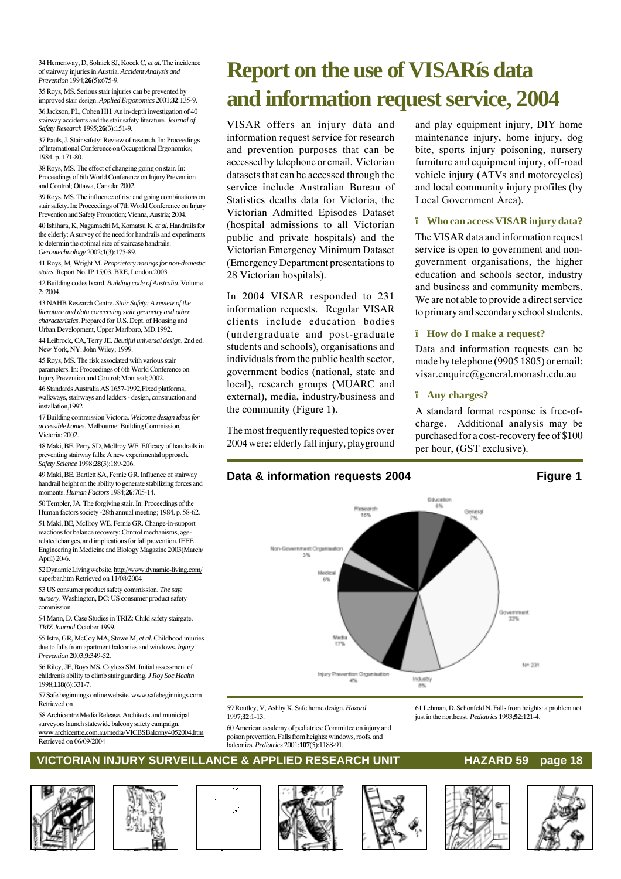34 Hemenway, D, Solnick SJ, Koeck C, *et al.* The incidence of stairway injuries in Austria. *Accident Analysis and Prevention* 1994;**26**(5):675-9.

35 Roys, MS. Serious stair injuries can be prevented by improved stair design. *Applied Ergonomics* 2001;**32**:135-9.

36 Jackson, PL, Cohen HH. An in-depth investigation of 40 stairway accidents and the stair safety literature. *Journal of Safety Research* 1995;**26**(3):151-9.

37 Pauls, J. Stair safety: Review of research. In: Proceedings of International Conference on Occupational Ergonomics; 1984. p. 171-80.

38 Roys, MS. The effect of changing going on stair. In: Proceedings of 6th World Conference on Injury Prevention and Control; Ottawa, Canada; 2002.

39 Roys, MS. The influence of rise and going combinations on stair safety. In: Proceedings of 7th World Conference on Injury Prevention and Safety Promotion; Vienna, Austria; 2004.

40 Ishihara, K, Nagamachi M, Komatsu K, *et al.* Handrails for the elderly: A survey of the need for handrails and experiments to determin the optimal size of staircase handrails. *Gerontechnology* 2002;**1**(3):175-89.

41 Roys, M, Wright M. *Proprietary nosings for non-domestic stairs*. Report No. IP 15/03. BRE, London.2003.

42 Building codes board. *Building code of Australia*. Volume 2; 2004.

43 NAHB Research Centre. *Stair Safety: A review of the literature and data concerning stair geometry and other characteristics*. Prepared for U.S. Dept. of Housing and Urban Development, Upper Marlboro, MD.1992.

44 Leibrock, CA, Terry JE. *Beutiful universal design*. 2nd ed. New York, NY: John Wiley; 1999.

45 Roys, MS. The risk associated with various stair parameters. In: Proceedings of 6th World Conference on Injury Prevention and Control; Montreal; 2002.

46 Standards Australia AS 1657-1992,Fixed platforms, walkways, stairways and ladders - design, construction and installation,1992

47 Building commission Victoria. *Welcome design ideas for accessible homes*. Melbourne: Building Commission, Victoria; 2002.

48 Maki, BE, Perry SD, McIlroy WE. Efficacy of handrails in preventing stairway falls: A new experimental approach. *Safety Science* 1998;**28**(3):189-206.

49 Maki, BE, Bartlett SA, Fernie GR. Influence of stairway handrail height on the ability to generate stabilizing forces and moments. *Human Factors* 1984;**26**:705-14.

50 Templer, JA. The forgiving stair. In: Proceedings of the Human factors society -28th annual meeting; 1984. p. 58-62.

51 Maki, BE, McIlroy WE, Fernie GR. Change-in-support reactions for balance recovery: Control mechanisms, age-related changes, and implications for fall prevention. IEEE Engineering in Medicine and Biology Magazine 2003(March/April) 20-6.

52 Dynamic Living website. http://www.dynamic-living.com/superbar.htm Retrieved on 11/08/2004

53 US consumer product safety commission. *The safe nursery*. Washington, DC: US consumer product safety commission.

54 Mann, D. Case Studies in TRIZ: Child safety stairgate. *TRIZ Journal* October 1999.

55 Istre, GR, McCoy MA, Stowe M, *et al.* Childhood injuries due to falls from apartment balconies and windows. *Injury Prevention* 2003;**9**:349-52.

56 Riley, JE, Roys MS, Cayless SM. Initial assessment of childrenís ability to climb stair guarding. *J Roy Soc Health* 1998;**118**(6):331-7.

57 Safe beginnings online website. www.safebeginnings.com Retrieved on

58 Archicentre Media Release. Architects and municipal surveyors launch statewide balcony safety campaign. www.archicentre.com.au/media/VICBSBalcony4052004.htm Retrieved on 06/09/2004

59 Routley, V, Ashby K. Safe home design. *Hazard* 1997;**32**:1-13.

60 American academy of pediatrics: Committee on injury and poison prevention. Falls from heights: windows, roofs, and balconies. *Pediatrics* 2001;**107**(5):1188-91.

61 Lehman, D, Schonfeld N. Falls from heights: a problem not just in the northeast. *Pediatrics* 1993;**92**:121-4.

# Report on the use of VISARís data and information request service, 2004

VISAR offers an injury data and information request service for research and prevention purposes that can be accessed by telephone or email. Victorian datasets that can be accessed through the service include Australian Bureau of Statistics deaths data for Victoria, the Victorian Admitted Episodes Dataset (hospital admissions to all Victorian public and private hospitals) and the Victorian Emergency Minimum Dataset (Emergency Department presentations to 28 Victorian hospitals).

In 2004 VISAR responded to 231 information requests. Regular VISAR clients include education bodies (undergraduate and post-graduate students and schools), organisations and individuals from the public health sector, government bodies (national, state and local), research groups (MUARC and external), media, industry/business and the community (Figure 1).

The most frequently requested topics over 2004 were: elderly fall injury, playground and play equipment injury, DIY home maintenance injury, home injury, dog bite, sports injury poisoning, nursery furniture and equipment injury, off-road vehicle injury (ATVs and motorcycles) and local community injury profiles (by Local Government Area).

### ï Who can access VISAR injury data?

The VISAR data and information request service is open to government and non-government organisations, the higher education and schools sector, industry and business and community members. We are not able to provide a direct service to primary and secondary school students.

### ï How do I make a request?

Data and information requests can be made by telephone (9905 1805) or email: visar.enquire@general.monash.edu.au

### ï Any charges?

A standard format response is free-of-charge. Additional analysis may be purchased for a cost-recovery fee of $100 per hour, (GST exclusive).

**Data & information requests 2004** **Figure 1**

| Category | % |
|---|---|
| Government | 33% |
| Media | 17% |
| Research | 16% |
| Industry | 8% |
| General | 7% |
| Education | 6% |
| Medical | 6% |
| Injury Prevention Organisation | 4% |
| Non-Government Organisation | 3% |

N= 231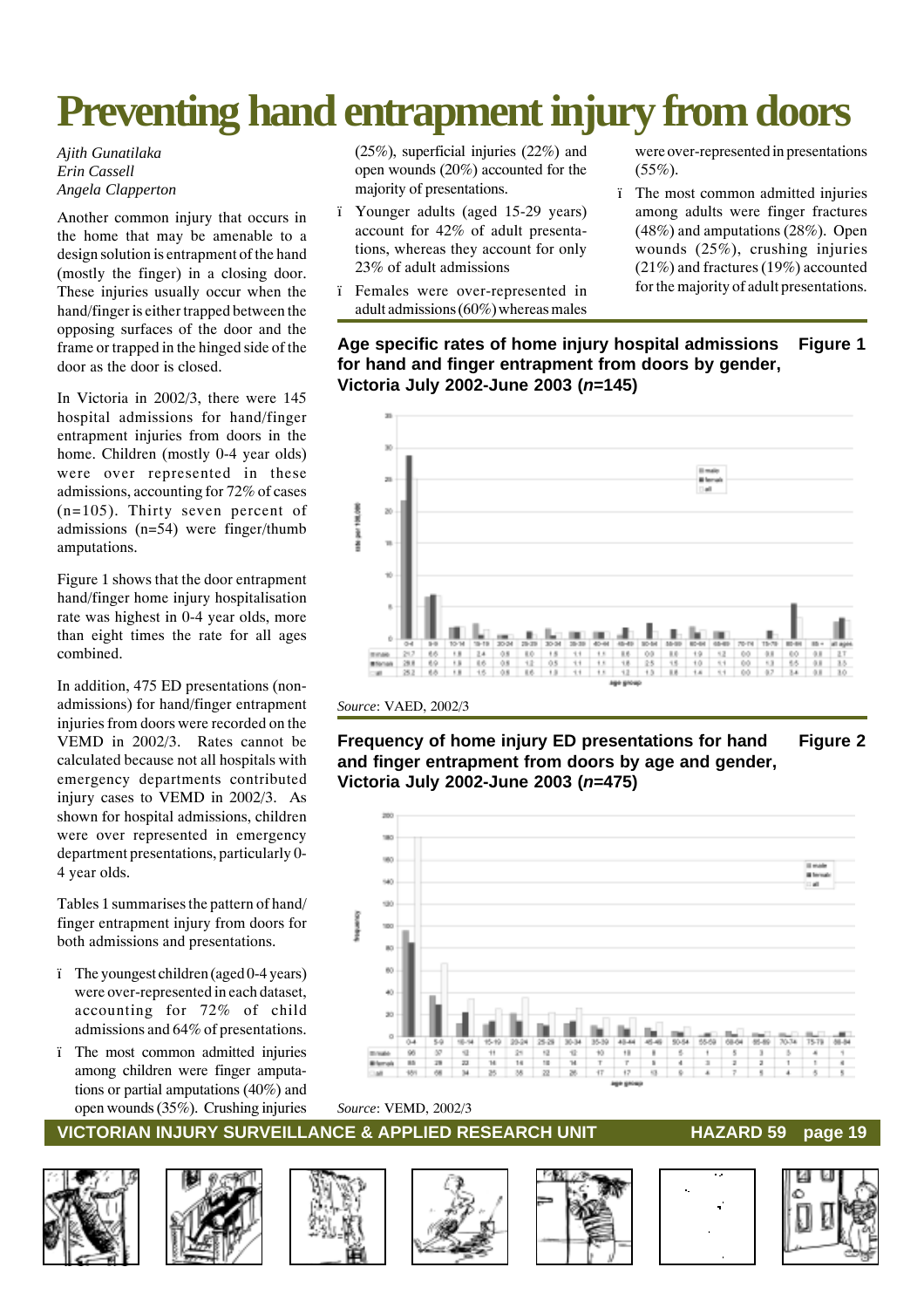# Preventing hand entrapment injury from doors

*Ajith Gunatilaka*
*Erin Cassell*
*Angela Clapperton*

Another common injury that occurs in the home that may be amenable to a design solution is entrapment of the hand (mostly the finger) in a closing door. These injuries usually occur when the hand/finger is either trapped between the opposing surfaces of the door and the frame or trapped in the hinged side of the door as the door is closed.

In Victoria in 2002/3, there were 145 hospital admissions for hand/finger entrapment injuries from doors in the home. Children (mostly 0-4 year olds) were over represented in these admissions, accounting for 72% of cases (n=105). Thirty seven percent of admissions (n=54) were finger/thumb amputations.

Figure 1 shows that the door entrapment hand/finger home injury hospitalisation rate was highest in 0-4 year olds, more than eight times the rate for all ages combined.

In addition, 475 ED presentations (non-admissions) for hand/finger entrapment injuries from doors were recorded on the VEMD in 2002/3. Rates cannot be calculated because not all hospitals with emergency departments contributed injury cases to VEMD in 2002/3. As shown for hospital admissions, children were over represented in emergency department presentations, particularly 0-4 year olds.

Tables 1 summarises the pattern of hand/finger entrapment injury from doors for both admissions and presentations.

- The youngest children (aged 0-4 years) were over-represented in each dataset, accounting for 72% of child admissions and 64% of presentations.
- The most common admitted injuries among children were finger amputations or partial amputations (40%) and open wounds (35%). Crushing injuries (25%), superficial injuries (22%) and open wounds (20%) accounted for the majority of presentations.
- Younger adults (aged 15-29 years) account for 42% of adult presentations, whereas they account for only 23% of adult admissions
- Females were over-represented in adult admissions (60%) whereas males were over-represented in presentations (55%).
- The most common admitted injuries among adults were finger fractures (48%) and amputations (28%). Open wounds (25%), crushing injuries (21%) and fractures (19%) accounted for the majority of adult presentations.

**Age specific rates of home injury hospital admissions for hand and finger entrapment from doors by gender, Victoria July 2002-June 2003 (*n*=145)** **Figure 1**

| age group | 0-4 | 5-9 | 10-14 | 15-19 | 20-24 | 25-29 | 30-34 | 35-39 | 40-44 | 45-49 | 50-54 | 55-59 | 60-64 | 65-69 | 70-74 | 75-79 | 80-84 | 85+ | all ages |
|---|---|---|---|---|---|---|---|---|---|---|---|---|---|---|---|---|---|---|---|
| male | 21.7 | 6.6 | 1.8 | 2.4 | 0.8 | 0.0 | 1.8 | 1.1 | 1.1 | 0.6 | 0.0 | 0.0 | 1.9 | 1.2 | 0.0 | 0.0 | 0.0 | 0.0 | 2.7 |
| female | 28.6 | 6.9 | 1.8 | 0.6 | 0.8 | 1.2 | 0.5 | 1.1 | 1.1 | 1.8 | 2.5 | 1.5 | 1.0 | 1.1 | 0.0 | 1.3 | 5.5 | 0.0 | 3.3 |
| all | 25.2 | 6.8 | 1.8 | 1.5 | 0.8 | 0.6 | 1.0 | 1.1 | 1.1 | 1.2 | 1.3 | 0.8 | 1.4 | 1.1 | 0.0 | 0.7 | 3.4 | 0.0 | 3.0 |

*Source*: VAED, 2002/3

**Frequency of home injury ED presentations for hand and finger entrapment from doors by age and gender, Victoria July 2002-June 2003 (*n*=475)** **Figure 2**

| age group | 0-4 | 5-9 | 10-14 | 15-19 | 20-24 | 25-29 | 30-34 | 35-39 | 40-44 | 45-49 | 50-54 | 55-59 | 60-64 | 65-69 | 70-74 | 75-79 | 80-84 |
|---|---|---|---|---|---|---|---|---|---|---|---|---|---|---|---|---|---|
| male | 95 | 37 | 12 | 11 | 21 | 12 | 12 | 10 | 10 | 8 | 5 | 1 | 5 | 3 | 3 | 4 | 1 |
| female | 85 | 29 | 22 | 14 | 14 | 10 | 14 | 7 | 7 | 5 | 4 | 3 | 2 | 2 | 1 | 1 | 4 |
| all | 181 | 66 | 34 | 25 | 35 | 22 | 26 | 17 | 17 | 13 | 9 | 4 | 7 | 5 | 4 | 5 | 5 |

*Source*: VEMD, 2002/3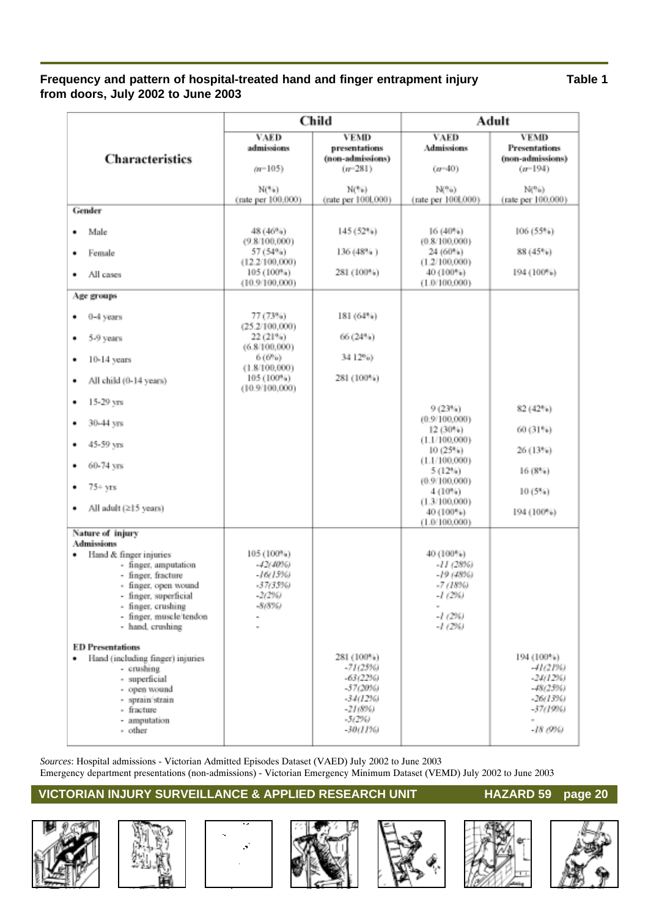**Frequency and pattern of hospital-treated hand and finger entrapment injury from doors, July 2002 to June 2003**

**Table 1**

| Characteristics | Child | | Adult | |
|---|---|---|---|---|
| | VAED admissions (n=105) N(%) (rate per 100,000) | VEMD presentations (non-admissions) (n=281) N(%) (rate per 100,000) | VAED Admissions (n=40) N(%) (rate per 100,000) | VEMD Presentations (non-admissions) (n=194) N(%) (rate per 100,000) |
| **Gender** | | | | |
| • Male | 48 (46%) (9.8/100,000) | 145 (52%) | 16 (40%) (0.8/100,000) | 106 (55%) |
| • Female | 57 (54%) (12.2/100,000) | 136 (48%) | 24 (60%) (1.2/100,000) | 88 (45%) |
| • All cases | 105 (100%) (10.9/100,000) | 281 (100%) | 40 (100%) (1.0/100,000) | 194 (100%) |
| **Age groups** | | | | |
| • 0-4 years | 77 (73%) (25.2/100,000) | 181 (64%) | | |
| • 5-9 years | 22 (21%) (6.8/100,000) | 66 (24%) | | |
| • 10-14 years | 6 (6%) (1.8/100,000) | 34 12%) | | |
| • All child (0-14 years) | 105 (100%) (10.9/100,000) | 281 (100%) | | |
| • 15-29 yrs | | | 9 (23%) (0.9/100,000) | 82 (42%) |
| • 30-44 yrs | | | 12 (30%) (1.1/100,000) | 60 (31%) |
| • 45-59 yrs | | | 10 (25%) (1.1/100,000) | 26 (13%) |
| • 60-74 yrs | | | 5 (12%) (0.9/100,000) | 16 (8%) |
| • 75+ yrs | | | 4 (10%) (1.3/100,000) | 10 (5%) |
| • All adult (≥15 years) | | | 40 (100%) (1.0/100,000) | 194 (100%) |
| **Nature of injury** | | | | |
| **Admissions** | | | | |
| • Hand & finger injuries | 105 (100%) | | 40 (100%) | |
| - finger, amputation | *-42(40%)* | | *-11 (28%)* | |
| - finger, fracture | *-16(15%)* | | *-19 (48%)* | |
| - finger, open wound | *-37(35%)* | | *-7 (18%)* | |
| - finger, superficial | *-2(2%)* | | *-1 (2%)* | |
| - finger, crushing | *-8(8%)* | | - | |
| - finger, muscle/tendon | - | | *-1 (2%)* | |
| - hand, crushing | - | | *-1 (2%)* | |
| **ED Presentations** | | | | |
| • Hand (including finger) injuries | | 281 (100%) | | 194 (100%) |
| - crushing | | *-71(25%)* | | *-41(21%)* |
| - superficial | | *-63(22%)* | | *-24(12%)* |
| - open wound | | *-57(20%)* | | *-48(25%)* |
| - sprain/strain | | *-34(12%)* | | *-26(13%)* |
| - fracture | | *-21(8%)* | | *-37(19%)* |
| - amputation | | *-5(2%)* | | - |
| - other | | *-30(11%)* | | *-18 (9%)* |

*Sources*: Hospital admissions - Victorian Admitted Episodes Dataset (VAED) July 2002 to June 2003
Emergency department presentations (non-admissions) - Victorian Emergency Minimum Dataset (VEMD) July 2002 to June 2003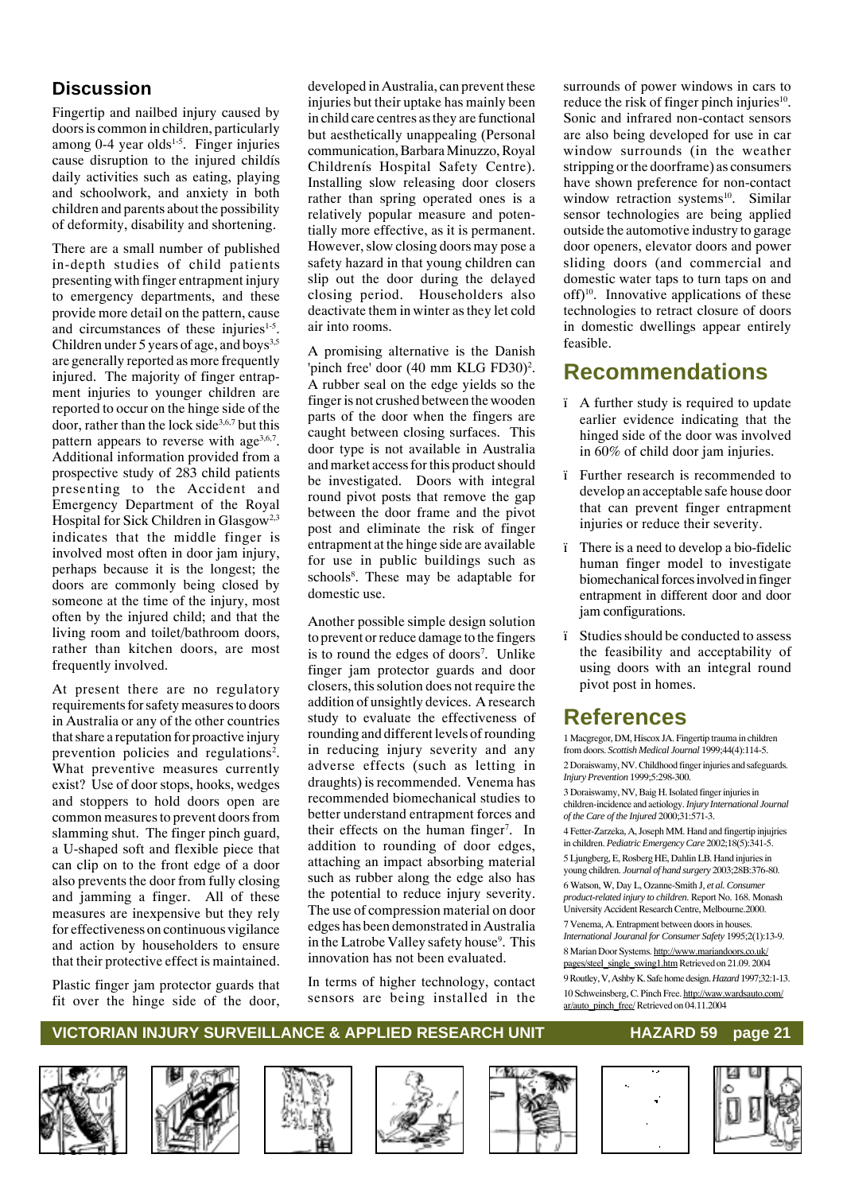## Discussion

Fingertip and nailbed injury caused by doors is common in children, particularly among 0-4 year olds[1-5]. Finger injuries cause disruption to the injured childís daily activities such as eating, playing and schoolwork, and anxiety in both children and parents about the possibility of deformity, disability and shortening.

There are a small number of published in-depth studies of child patients presenting with finger entrapment injury to emergency departments, and these provide more detail on the pattern, cause and circumstances of these injuries[1-5]. Children under 5 years of age, and boys[3,5] are generally reported as more frequently injured. The majority of finger entrapment injuries to younger children are reported to occur on the hinge side of the door, rather than the lock side[3,6,7] but this pattern appears to reverse with age[3,6,7]. Additional information provided from a prospective study of 283 child patients presenting to the Accident and Emergency Department of the Royal Hospital for Sick Children in Glasgow[2,3] indicates that the middle finger is involved most often in door jam injury, perhaps because it is the longest; the doors are commonly being closed by someone at the time of the injury, most often by the injured child; and that the living room and toilet/bathroom doors, rather than kitchen doors, are most frequently involved.

At present there are no regulatory requirements for safety measures to doors in Australia or any of the other countries that share a reputation for proactive injury prevention policies and regulations[2]. What preventive measures currently exist? Use of door stops, hooks, wedges and stoppers to hold doors open are common measures to prevent doors from slamming shut. The finger pinch guard, a U-shaped soft and flexible piece that can clip on to the front edge of a door also prevents the door from fully closing and jamming a finger. All of these measures are inexpensive but they rely for effectiveness on continuous vigilance and action by householders to ensure that their protective effect is maintained.

Plastic finger jam protector guards that fit over the hinge side of the door, developed in Australia, can prevent these injuries but their uptake has mainly been in child care centres as they are functional but aesthetically unappealing (Personal communication, Barbara Minuzzo, Royal Childrenís Hospital Safety Centre). Installing slow releasing door closers rather than spring operated ones is a relatively popular measure and potentially more effective, as it is permanent. However, slow closing doors may pose a safety hazard in that young children can slip out the door during the delayed closing period. Householders also deactivate them in winter as they let cold air into rooms.

A promising alternative is the Danish 'pinch free' door (40 mm KLG FD30)[2]. A rubber seal on the edge yields so the finger is not crushed between the wooden parts of the door when the fingers are caught between closing surfaces. This door type is not available in Australia and market access for this product should be investigated. Doors with integral round pivot posts that remove the gap between the door frame and the pivot post and eliminate the risk of finger entrapment at the hinge side are available for use in public buildings such as schools[8]. These may be adaptable for domestic use.

Another possible simple design solution to prevent or reduce damage to the fingers is to round the edges of doors[7]. Unlike finger jam protector guards and door closers, this solution does not require the addition of unsightly devices. A research study to evaluate the effectiveness of rounding and different levels of rounding in reducing injury severity and any adverse effects (such as letting in draughts) is recommended. Venema has recommended biomechanical studies to better understand entrapment forces and their effects on the human finger[7]. In addition to rounding of door edges, attaching an impact absorbing material such as rubber along the edge also has the potential to reduce injury severity. The use of compression material on door edges has been demonstrated in Australia in the Latrobe Valley safety house[9]. This innovation has not been evaluated.

In terms of higher technology, contact sensors are being installed in the surrounds of power windows in cars to reduce the risk of finger pinch injuries[10]. Sonic and infrared non-contact sensors are also being developed for use in car window surrounds (in the weather stripping or the doorframe) as consumers have shown preference for non-contact window retraction systems[10]. Similar sensor technologies are being applied outside the automotive industry to garage door openers, elevator doors and power sliding doors (and commercial and domestic water taps to turn taps on and off)[10]. Innovative applications of these technologies to retract closure of doors in domestic dwellings appear entirely feasible.

## Recommendations

- A further study is required to update earlier evidence indicating that the hinged side of the door was involved in 60% of child door jam injuries.
- Further research is recommended to develop an acceptable safe house door that can prevent finger entrapment injuries or reduce their severity.
- There is a need to develop a bio-fidelic human finger model to investigate biomechanical forces involved in finger entrapment in different door and door jam configurations.
- Studies should be conducted to assess the feasibility and acceptability of using doors with an integral round pivot post in homes.

## References

1 Macgregor, DM, Hiscox JA. Fingertip trauma in children from doors. *Scottish Medical Journal* 1999;44(4):114-5.

2 Doraiswamy, NV. Childhood finger injuries and safeguards. *Injury Prevention* 1999;5:298-300.

3 Doraiswamy, NV, Baig H. Isolated finger injuries in children-incidence and aetiology. *Injury International Journal of the Care of the Injured* 2000;31:571-3.

4 Fetter-Zarzeka, A, Joseph MM. Hand and fingertip injujries in children. *Pediatric Emergency Care* 2002;18(5):341-5.

5 Ljungberg, E, Rosberg HE, Dahlin LB. Hand injuries in young children. *Journal of hand surgery* 2003;28B:376-80.

6 Watson, W, Day L, Ozanne-Smith J, *et al. Consumer product-related injury to children.* Report No. 168. Monash University Accident Research Centre, Melbourne.2000.

7 Venema, A. Entrapment between doors in houses. *International Jouranal for Consumer Safety* 1995;2(1):13-9.

8 Marian Door Systems. http://www.mariandoors.co.uk/pages/steel_single_swing1.htm Retrieved on 21.09. 2004

9 Routley, V, Ashby K. Safe home design. *Hazard* 1997;32:1-13.

10 Schweinsberg, C. Pinch Free. http://waw.wardsauto.com/ar/auto_pinch_free/ Retrieved on 04.11.2004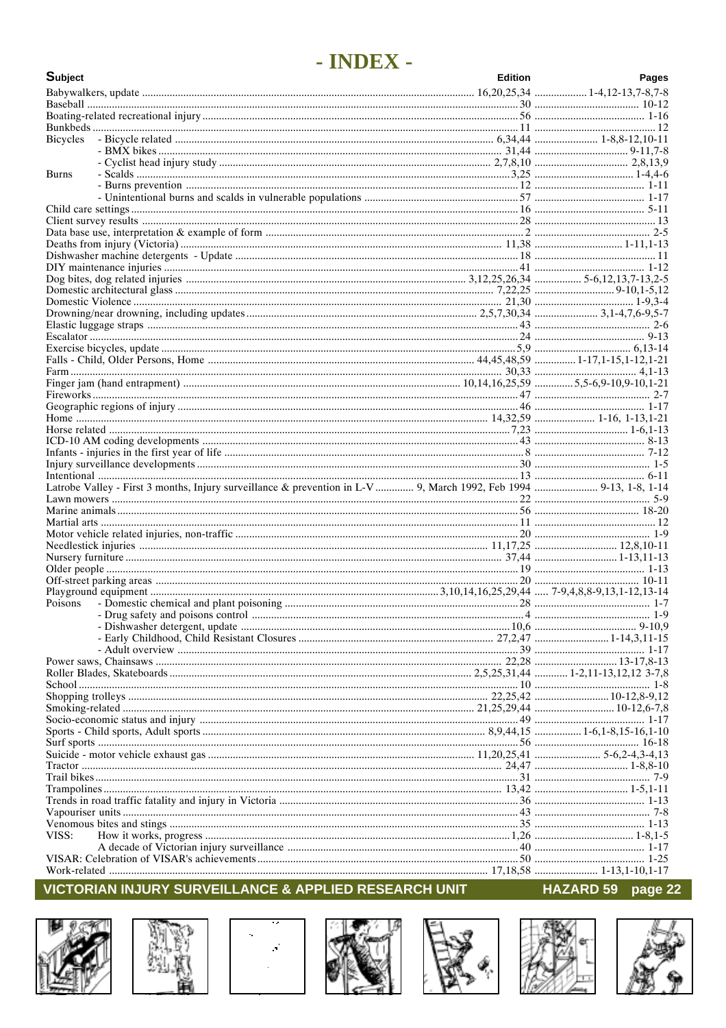# - INDEX -

| Subject | | Edition | Pages |
|---|---|---|---|
| Babywalkers, update | | 16,20,25,34 | 1-4,12-13,7-8,7-8 |
| Baseball | | 30 | 10-12 |
| Boating-related recreational injury | | 56 | 1-16 |
| Bunkbeds | | 11 | 12 |
| Bicycles | - Bicycle related | 6,34,44 | 1-8,8-12,10-11 |
| | - BMX bikes | 31,44 | 9-11,7-8 |
| | - Cyclist head injury study | 2,7,8,10 | 2,8,13,9 |
| Burns | - Scalds | 3,25 | 1-4,4-6 |
| | - Burns prevention | 12 | 1-11 |
| | - Unintentional burns and scalds in vulnerable populations | 57 | 1-17 |
| Child care settings | | 16 | 5-11 |
| Client survey results | | 28 | 13 |
| Data base use, interpretation & example of form | | 2 | 2-5 |
| Deaths from injury (Victoria) | | 11,38 | 1-11,1-13 |
| Dishwasher machine detergents - Update | | 18 | 11 |
| DIY maintenance injuries | | 41 | 1-12 |
| Dog bites, dog related injuries | | 3,12,25,26,34 | 5-6,12,13,7-13,2-5 |
| Domestic architectural glass | | 7,22,25 | 9-10,1-5,12 |
| Domestic Violence | | 21,30 | 1-9,3-4 |
| Drowning/near drowning, including updates | | 2,5,7,30,34 | 3,1-4,7,6-9,5-7 |
| Elastic luggage straps | | 43 | 2-6 |
| Escalator | | 24 | 9-13 |
| Exercise bicycles, update | | 5,9 | 6,13-14 |
| Falls - Child, Older Persons, Home | | 44,45,48,59 | 1-17,1-15,1-12,1-21 |
| Farm | | 30,33 | 4,1-13 |
| Finger jam (hand entrapment) | | 10,14,16,25,59 | 5,5-6,9-10,9-10,1-21 |
| Fireworks | | 47 | 2-7 |
| Geographic regions of injury | | 46 | 1-17 |
| Home | | 14,32,59 | 1-16, 1-13,1-21 |
| Horse related | | 7,23 | 1-6,1-13 |
| ICD-10 AM coding developments | | 43 | 8-13 |
| Infants - injuries in the first year of life | | 8 | 7-12 |
| Injury surveillance developments | | 30 | 1-5 |
| Intentional | | 13 | 6-11 |
| Latrobe Valley - First 3 months, Injury surveillance & prevention in L-V | | 9, March 1992, Feb 1994 | 9-13, 1-8, 1-14 |
| Lawn mowers | | 22 | 5-9 |
| Marine animals | | 56 | 18-20 |
| Martial arts | | 11 | 12 |
| Motor vehicle related injuries, non-traffic | | 20 | 1-9 |
| Needlestick injuries | | 11,17,25 | 12,8,10-11 |
| Nursery furniture | | 37,44 | 1-13,11-13 |
| Older people | | 19 | 1-13 |
| Off-street parking areas | | 20 | 10-11 |
| Playground equipment | | 3,10,14,16,25,29,44 | 7-9,4,8,8-9,13,1-12,13-14 |
| Poisons | - Domestic chemical and plant poisoning | 28 | 1-7 |
| | - Drug safety and poisons control | 4 | 1-9 |
| | - Dishwasher detergent, update | 10,6 | 9-10,9 |
| | - Early Childhood, Child Resistant Closures | 27,2,47 | 1-14,3,11-15 |
| | - Adult overview | 39 | 1-17 |
| Power saws, Chainsaws | | 22,28 | 13-17,8-13 |
| Roller Blades, Skateboards | | 2,5,25,31,44 | 1-2,11-13,12,12 3-7,8 |
| School | | 10 | 1-8 |
| Shopping trolleys | | 22,25,42 | 10-12,8-9,12 |
| Smoking-related | | 21,25,29,44 | 10-12,6-7,8 |
| Socio-economic status and injury | | 49 | 1-17 |
| Sports - Child sports, Adult sports | | 8,9,44,15 | 1-6,1-8,15-16,1-10 |
| Surf sports | | 56 | 16-18 |
| Suicide - motor vehicle exhaust gas | | 11,20,25,41 | 5-6,2-4,3-4,13 |
| Tractor | | 24,47 | 1-8,8-10 |
| Trail bikes | | 31 | 7-9 |
| Trampolines | | 13,42 | 1-5,1-11 |
| Trends in road traffic fatality and injury in Victoria | | 36 | 1-13 |
| Vapouriser units | | 43 | 7-8 |
| Venomous bites and stings | | 35 | 1-13 |
| VISS: | How it works, progress | 1,26 | 1-8,1-5 |
| | A decade of Victorian injury surveillance | 40 | 1-17 |
| VISAR: Celebration of VISAR's achievements | | 50 | 1-25 |
| Work-related | | 17,18,58 | 1-13,1-10,1-17 |

VICTORIAN INJURY SURVEILLANCE & APPLIED RESEARCH UNIT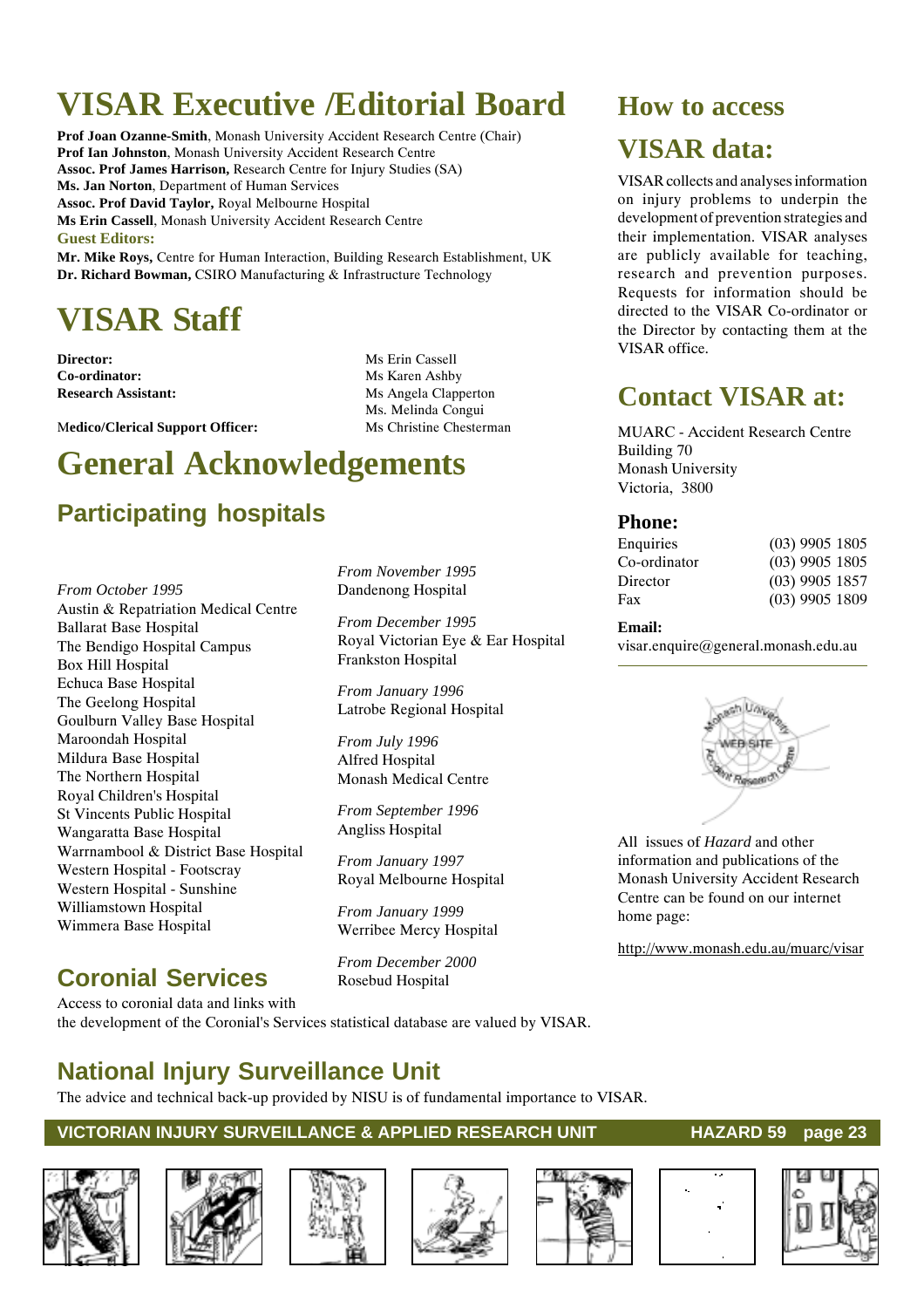# VISAR Executive /Editorial Board

**Prof Joan Ozanne-Smith**, Monash University Accident Research Centre (Chair)
**Prof Ian Johnston**, Monash University Accident Research Centre
**Assoc. Prof James Harrison,** Research Centre for Injury Studies (SA)
**Ms. Jan Norton**, Department of Human Services
**Assoc. Prof David Taylor,** Royal Melbourne Hospital
**Ms Erin Cassell**, Monash University Accident Research Centre

**Guest Editors:**

**Mr. Mike Roys,** Centre for Human Interaction, Building Research Establishment, UK
**Dr. Richard Bowman,** CSIRO Manufacturing & Infrastructure Technology

# VISAR Staff

| | |
|---|---|
| **Director:** | Ms Erin Cassell |
| **Co-ordinator:** | Ms Karen Ashby |
| **Research Assistant:** | Ms Angela Clapperton |
| | Ms. Melinda Congui |
| **Medico/Clerical Support Officer:** | Ms Christine Chesterman |

# General Acknowledgements

## Participating hospitals

*From October 1995*
Austin & Repatriation Medical Centre
Ballarat Base Hospital
The Bendigo Hospital Campus
Box Hill Hospital
Echuca Base Hospital
The Geelong Hospital
Goulburn Valley Base Hospital
Maroondah Hospital
Mildura Base Hospital
The Northern Hospital
Royal Children's Hospital
St Vincents Public Hospital
Wangaratta Base Hospital
Warrnambool & District Base Hospital
Western Hospital - Footscray
Western Hospital - Sunshine
Williamstown Hospital
Wimmera Base Hospital

*From November 1995*
Dandenong Hospital

*From December 1995*
Royal Victorian Eye & Ear Hospital
Frankston Hospital

*From January 1996*
Latrobe Regional Hospital

*From July 1996*
Alfred Hospital
Monash Medical Centre

*From September 1996*
Angliss Hospital

*From January 1997*
Royal Melbourne Hospital

*From January 1999*
Werribee Mercy Hospital

*From December 2000*
Rosebud Hospital

## Coronial Services

Access to coronial data and links with the development of the Coronial's Services statistical database are valued by VISAR.

## National Injury Surveillance Unit

The advice and technical back-up provided by NISU is of fundamental importance to VISAR.

# How to access VISAR data:

VISAR collects and analyses information on injury problems to underpin the development of prevention strategies and their implementation. VISAR analyses are publicly available for teaching, research and prevention purposes. Requests for information should be directed to the VISAR Co-ordinator or the Director by contacting them at the VISAR office.

# Contact VISAR at:

MUARC - Accident Research Centre
Building 70
Monash University
Victoria, 3800

### Phone:

| | |
|---|---|
| Enquiries | (03) 9905 1805 |
| Co-ordinator | (03) 9905 1805 |
| Director | (03) 9905 1857 |
| Fax | (03) 9905 1809 |

**Email:**
visar.enquire@general.monash.edu.au

All issues of *Hazard* and other information and publications of the Monash University Accident Research Centre can be found on our internet home page:

http://www.monash.edu.au/muarc/visar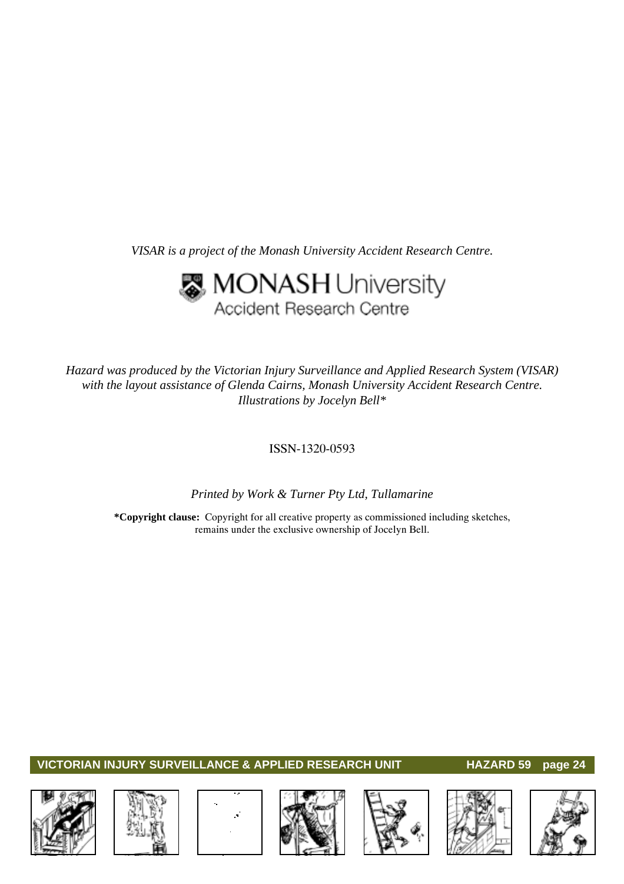*VISAR is a project of the Monash University Accident Research Centre.*

MONASH University
Accident Research Centre

*Hazard was produced by the Victorian Injury Surveillance and Applied Research System (VISAR) with the layout assistance of Glenda Cairns, Monash University Accident Research Centre. Illustrations by Jocelyn Bell**

ISSN-1320-0593

*Printed by Work & Turner Pty Ltd, Tullamarine*

**\*Copyright clause:** Copyright for all creative property as commissioned including sketches, remains under the exclusive ownership of Jocelyn Bell.